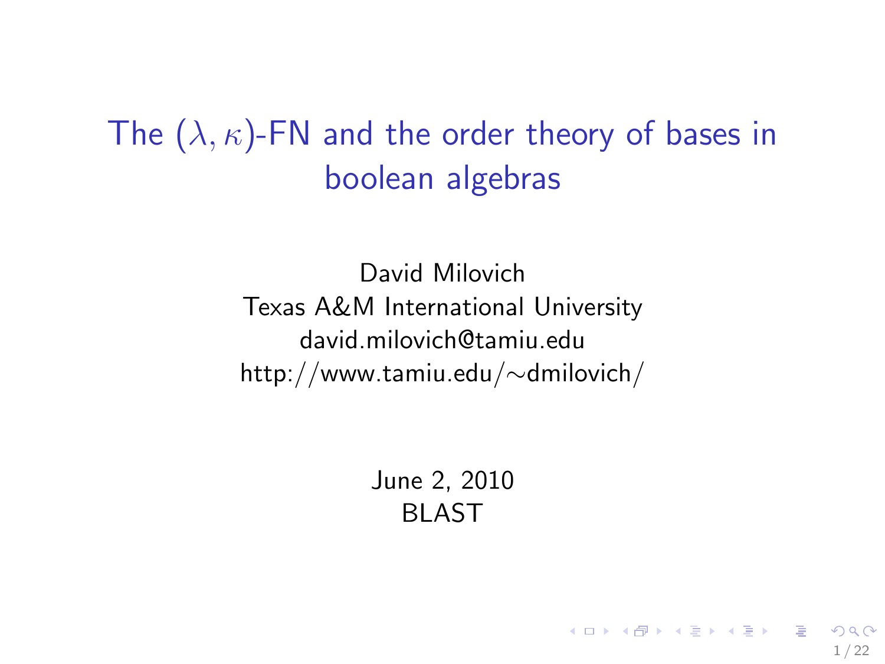# The $(\lambda, \kappa)$-FN and the order theory of bases in boolean algebras

David Milovich
Texas A&M International University
david.milovich@tamiu.edu
http://www.tamiu.edu/∼dmilovich/

June 2, 2010
BLAST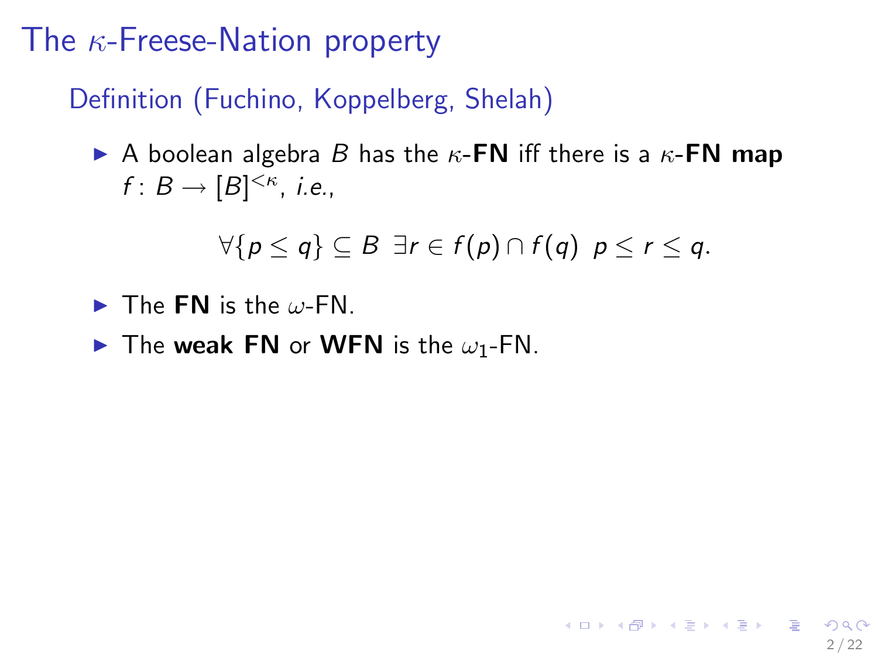# The $\kappa$-Freese-Nation property

## Definition (Fuchino, Koppelberg, Shelah)

- A boolean algebra $B$ has the $\kappa$-**FN** iff there is a $\kappa$-**FN map** $f\colon B \to [B]^{<\kappa}$, *i.e.*,

$$\forall \{p \le q\} \subseteq B \ \exists r \in f(p) \cap f(q) \ \ p \le r \le q.$$

- The **FN** is the $\omega$-FN.
- The **weak FN** or **WFN** is the $\omega_1$-FN.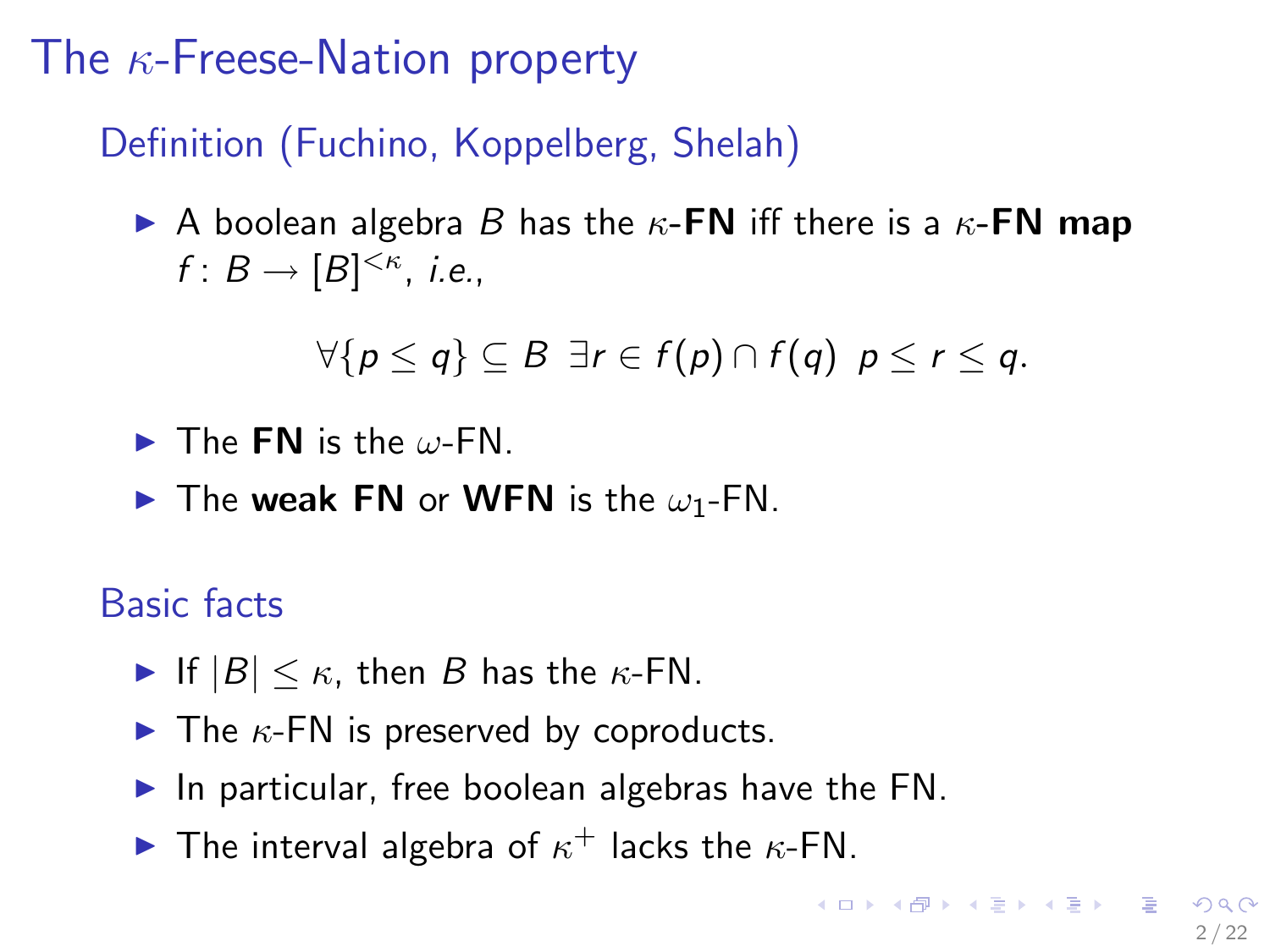# The $\kappa$-Freese-Nation property

## Definition (Fuchino, Koppelberg, Shelah)

- A boolean algebra $B$ has the $\kappa$-**FN** iff there is a $\kappa$-**FN map** $f\colon B \to [B]^{<\kappa}$, *i.e.*,

$$\forall\{p \leq q\} \subseteq B \;\; \exists r \in f(p) \cap f(q) \;\; p \leq r \leq q.$$

- The **FN** is the $\omega$-FN.
- The **weak FN** or **WFN** is the $\omega_1$-FN.

## Basic facts

- If $|B| \leq \kappa$, then $B$ has the $\kappa$-FN.
- The $\kappa$-FN is preserved by coproducts.
- In particular, free boolean algebras have the FN.
- The interval algebra of $\kappa^+$ lacks the $\kappa$-FN.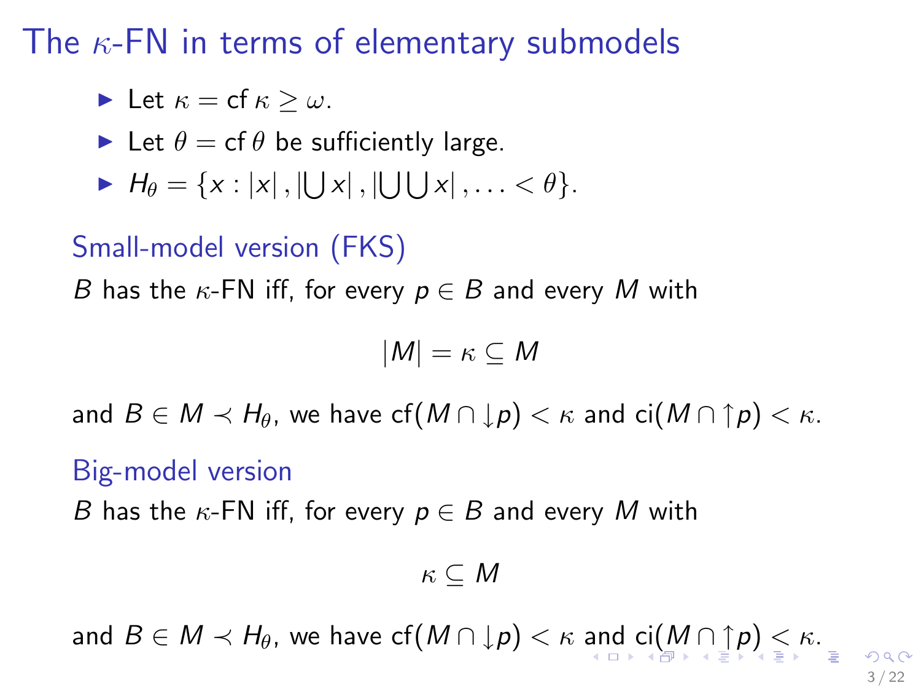# The $\kappa$-FN in terms of elementary submodels

- Let $\kappa = \operatorname{cf} \kappa \geq \omega$.
- Let $\theta = \operatorname{cf} \theta$ be sufficiently large.
- $H_\theta = \{x : |x|, |\bigcup x|, |\bigcup\bigcup x|, \ldots < \theta\}$.

## Small-model version (FKS)

$B$ has the $\kappa$-FN iff, for every $p \in B$ and every $M$ with

$$|M| = \kappa \subseteq M$$

and $B \in M \prec H_\theta$, we have $\operatorname{cf}(M \cap {\downarrow}p) < \kappa$ and $\operatorname{ci}(M \cap {\uparrow}p) < \kappa$.

## Big-model version

$B$ has the $\kappa$-FN iff, for every $p \in B$ and every $M$ with

$$\kappa \subseteq M$$

and $B \in M \prec H_\theta$, we have $\operatorname{cf}(M \cap {\downarrow}p) < \kappa$ and $\operatorname{ci}(M \cap {\uparrow}p) < \kappa$.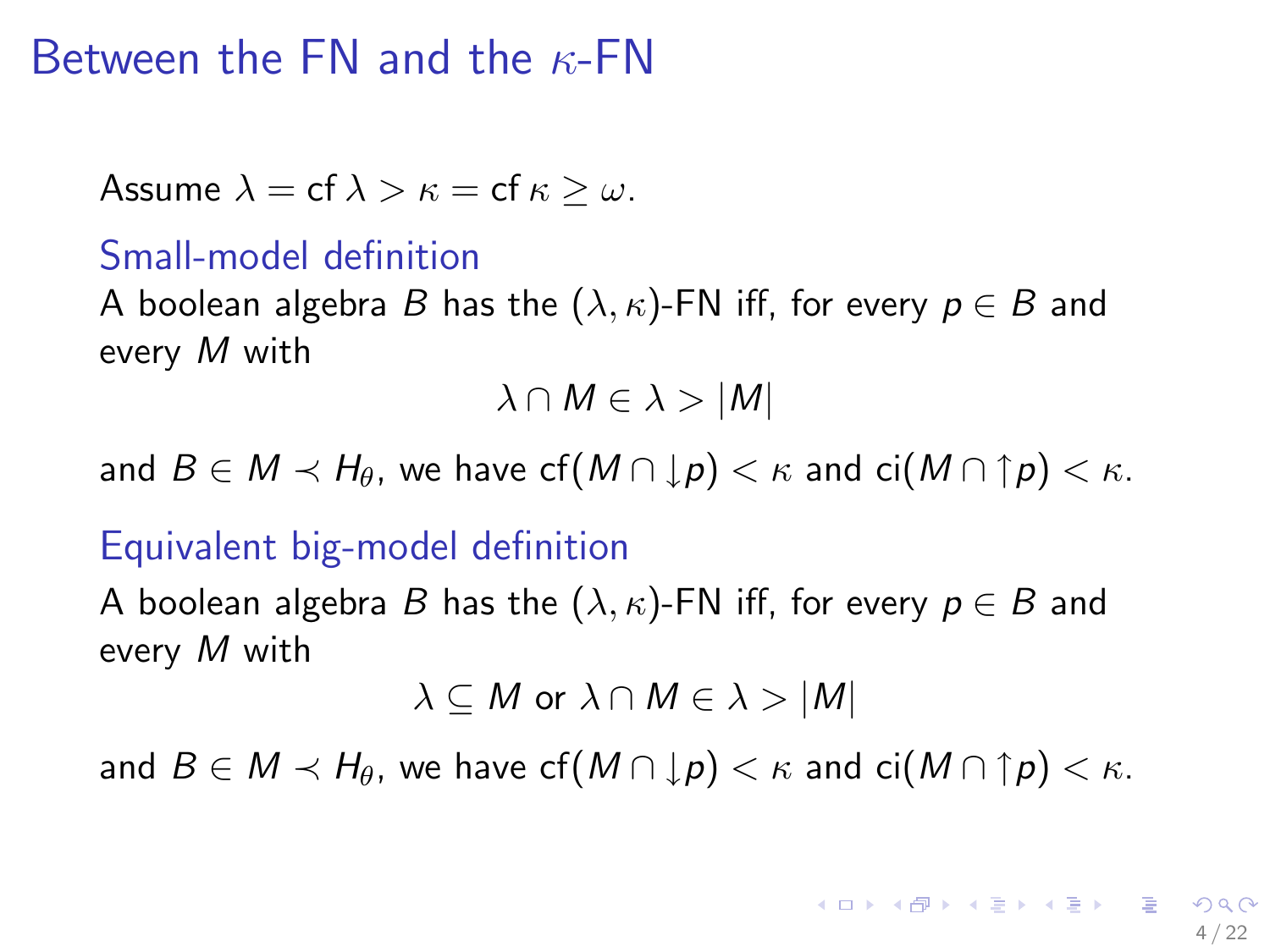# Between the FN and the $\kappa$-FN

Assume $\lambda = \operatorname{cf} \lambda > \kappa = \operatorname{cf} \kappa \geq \omega$.

### Small-model definition

A boolean algebra $B$ has the $(\lambda, \kappa)$-FN iff, for every $p \in B$ and every $M$ with

$$\lambda \cap M \in \lambda > |M|$$

and $B \in M \prec H_\theta$, we have $\operatorname{cf}(M \cap {\downarrow} p) < \kappa$ and $\operatorname{ci}(M \cap {\uparrow} p) < \kappa$.

### Equivalent big-model definition

A boolean algebra $B$ has the $(\lambda, \kappa)$-FN iff, for every $p \in B$ and every $M$ with

$$\lambda \subseteq M \text{ or } \lambda \cap M \in \lambda > |M|$$

and $B \in M \prec H_\theta$, we have $\operatorname{cf}(M \cap {\downarrow} p) < \kappa$ and $\operatorname{ci}(M \cap {\uparrow} p) < \kappa$.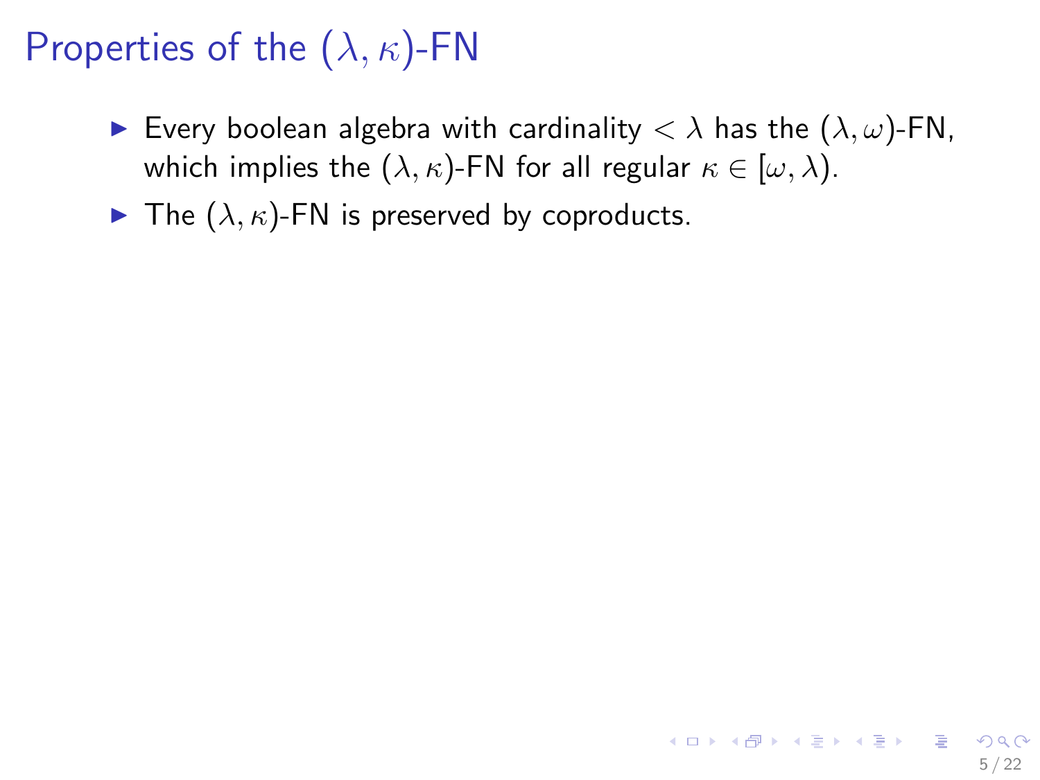# Properties of the $(\lambda, \kappa)$-FN

- Every boolean algebra with cardinality $< \lambda$ has the $(\lambda, \omega)$-FN, which implies the $(\lambda, \kappa)$-FN for all regular $\kappa \in [\omega, \lambda)$.
- The $(\lambda, \kappa)$-FN is preserved by coproducts.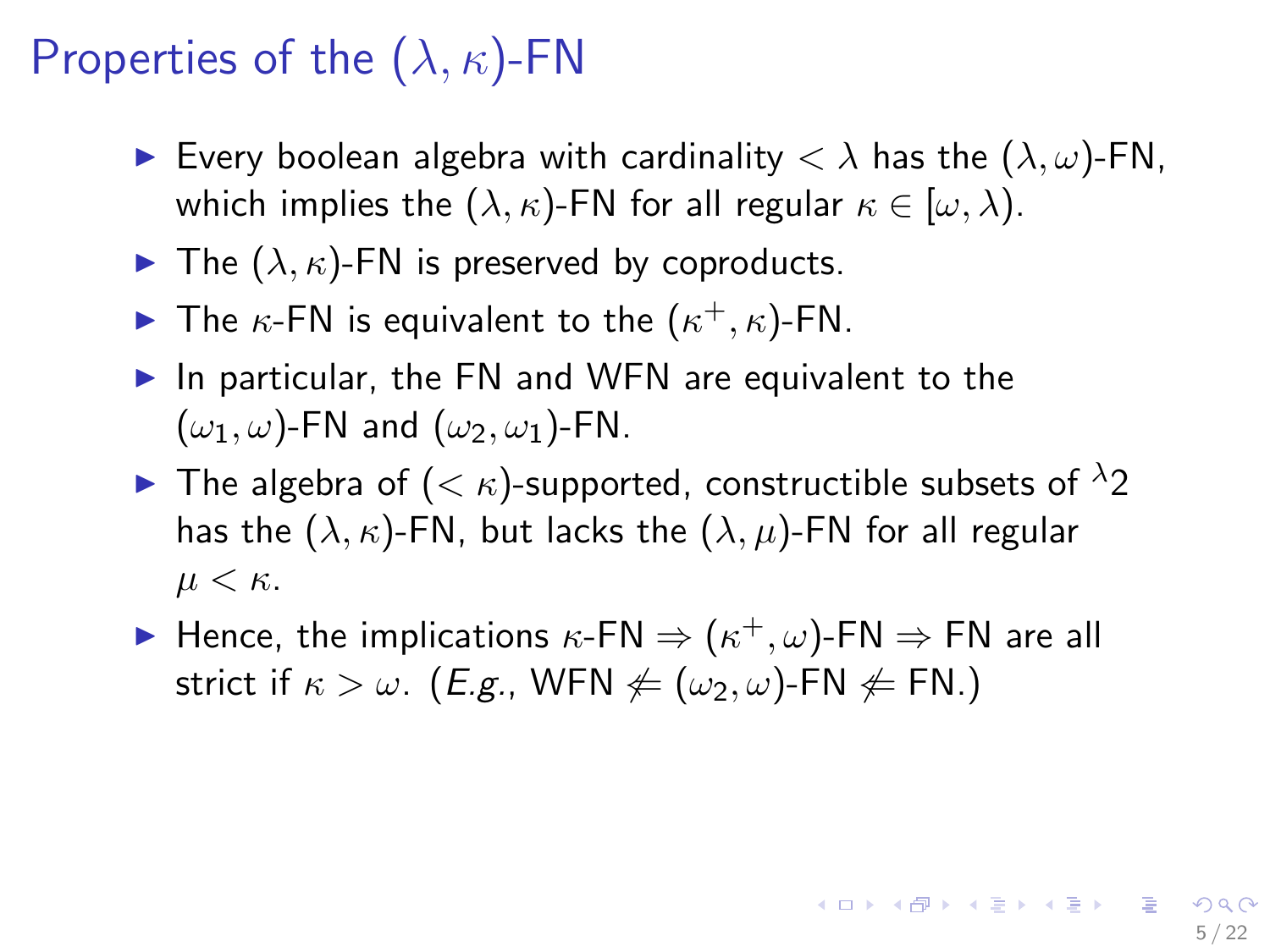# Properties of the $(\lambda, \kappa)$-FN

- Every boolean algebra with cardinality $< \lambda$ has the $(\lambda, \omega)$-FN, which implies the $(\lambda, \kappa)$-FN for all regular $\kappa \in [\omega, \lambda)$.
- The $(\lambda, \kappa)$-FN is preserved by coproducts.
- The $\kappa$-FN is equivalent to the $(\kappa^+, \kappa)$-FN.
- In particular, the FN and WFN are equivalent to the $(\omega_1, \omega)$-FN and $(\omega_2, \omega_1)$-FN.
- The algebra of $(< \kappa)$-supported, constructible subsets of ${}^{\lambda}2$ has the $(\lambda, \kappa)$-FN, but lacks the $(\lambda, \mu)$-FN for all regular $\mu < \kappa$.
- Hence, the implications $\kappa$-FN $\Rightarrow (\kappa^+, \omega)$-FN $\Rightarrow$ FN are all strict if $\kappa > \omega$. (*E.g.*, WFN $\not\Leftarrow (\omega_2, \omega)$-FN $\not\Leftarrow$ FN.)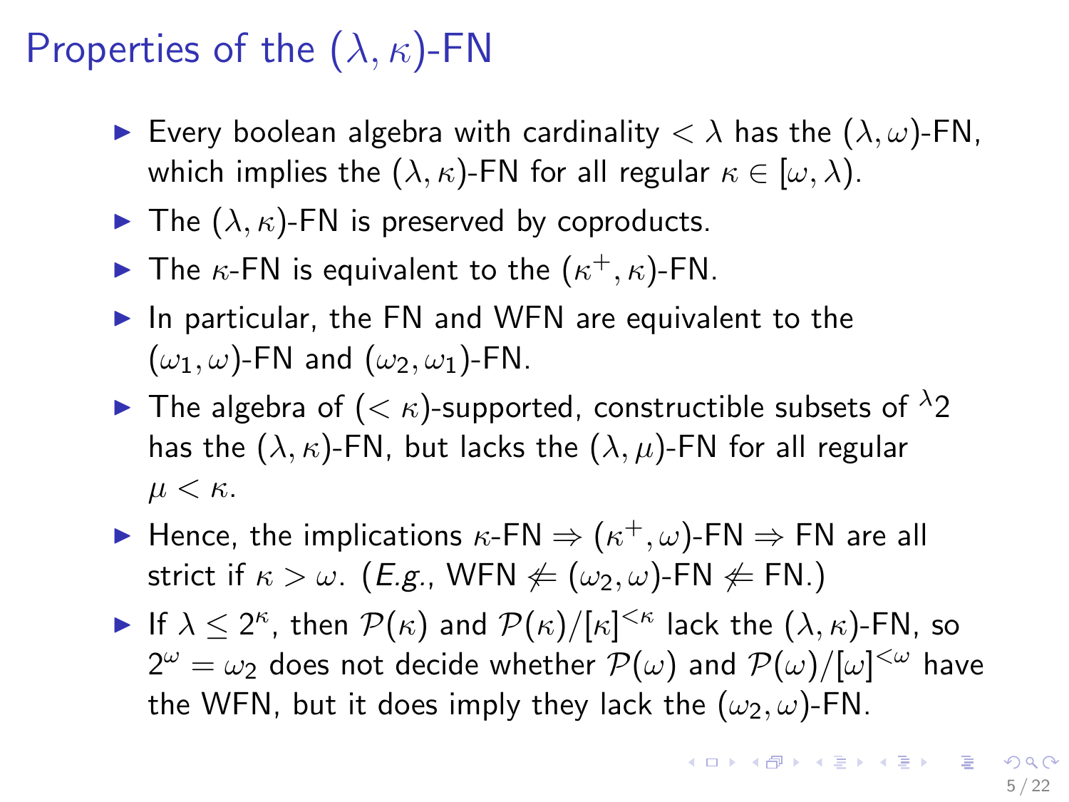# Properties of the $(\lambda, \kappa)$-FN

- Every boolean algebra with cardinality $< \lambda$ has the $(\lambda, \omega)$-FN, which implies the $(\lambda, \kappa)$-FN for all regular $\kappa \in [\omega, \lambda)$.
- The $(\lambda, \kappa)$-FN is preserved by coproducts.
- The $\kappa$-FN is equivalent to the $(\kappa^+, \kappa)$-FN.
- In particular, the FN and WFN are equivalent to the $(\omega_1, \omega)$-FN and $(\omega_2, \omega_1)$-FN.
- The algebra of $(< \kappa)$-supported, constructible subsets of ${}^{\lambda}2$ has the $(\lambda, \kappa)$-FN, but lacks the $(\lambda, \mu)$-FN for all regular $\mu < \kappa$.
- Hence, the implications $\kappa$-FN $\Rightarrow$ $(\kappa^+, \omega)$-FN $\Rightarrow$ FN are all strict if $\kappa > \omega$. (*E.g.*, WFN $\not\Leftarrow$ $(\omega_2, \omega)$-FN $\not\Leftarrow$ FN.)
- If $\lambda \leq 2^\kappa$, then $\mathcal{P}(\kappa)$ and $\mathcal{P}(\kappa)/[\kappa]^{<\kappa}$ lack the $(\lambda, \kappa)$-FN, so $2^\omega = \omega_2$ does not decide whether $\mathcal{P}(\omega)$ and $\mathcal{P}(\omega)/[\omega]^{<\omega}$ have the WFN, but it does imply they lack the $(\omega_2, \omega)$-FN.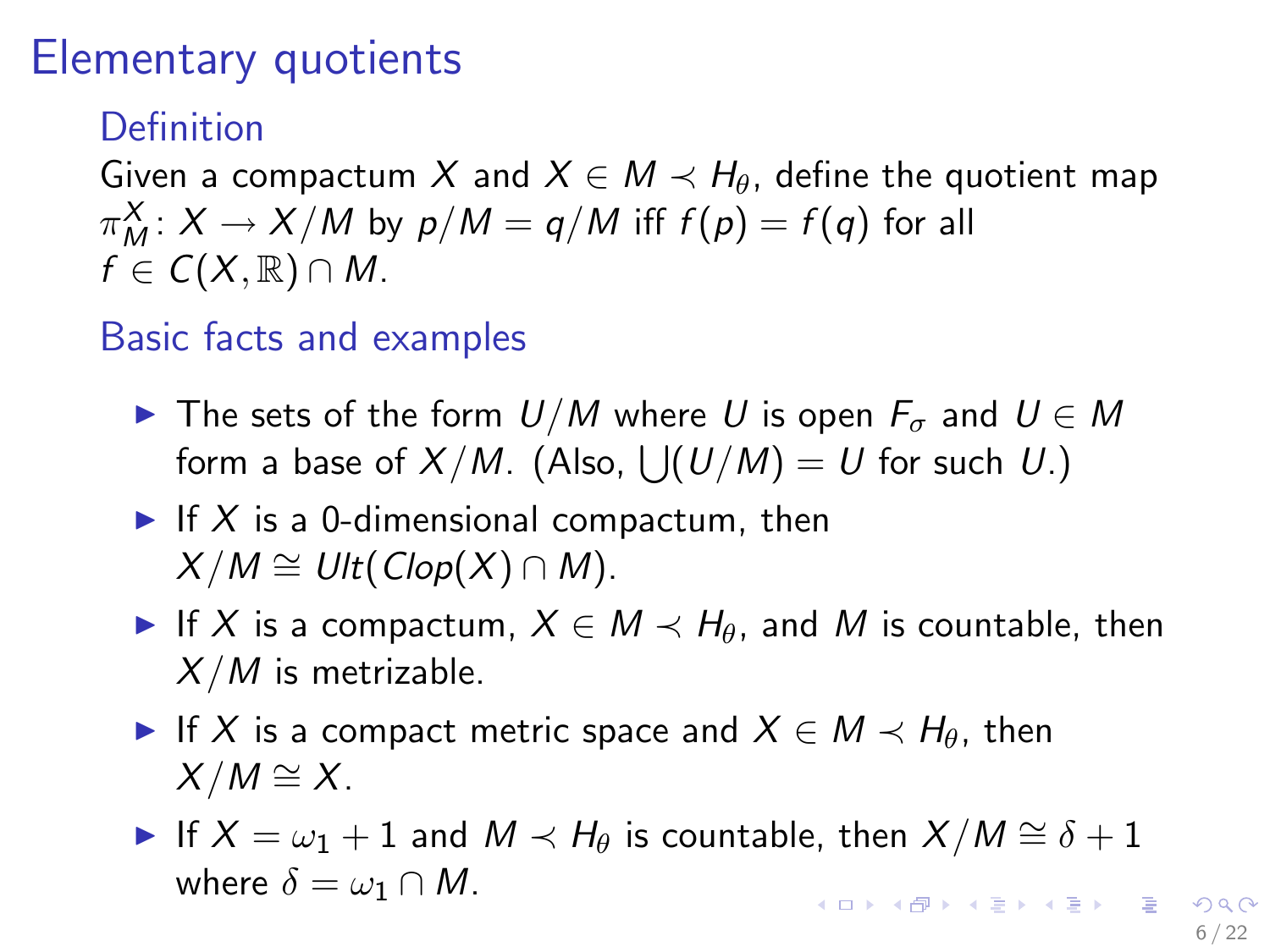# Elementary quotients

## Definition

Given a compactum $X$ and $X \in M \prec H_\theta$, define the quotient map $\pi^X_M \colon X \to X/M$ by $p/M = q/M$ iff $f(p) = f(q)$ for all $f \in C(X, \mathbb{R}) \cap M$.

## Basic facts and examples

- The sets of the form $U/M$ where $U$ is open $F_\sigma$ and $U \in M$ form a base of $X/M$. (Also, $\bigcup(U/M) = U$ for such $U$.)
- If $X$ is a 0-dimensional compactum, then $X/M \cong Ult(Clop(X) \cap M)$.
- If $X$ is a compactum, $X \in M \prec H_\theta$, and $M$ is countable, then $X/M$ is metrizable.
- If $X$ is a compact metric space and $X \in M \prec H_\theta$, then $X/M \cong X$.
- If $X = \omega_1 + 1$ and $M \prec H_\theta$ is countable, then $X/M \cong \delta + 1$ where $\delta = \omega_1 \cap M$.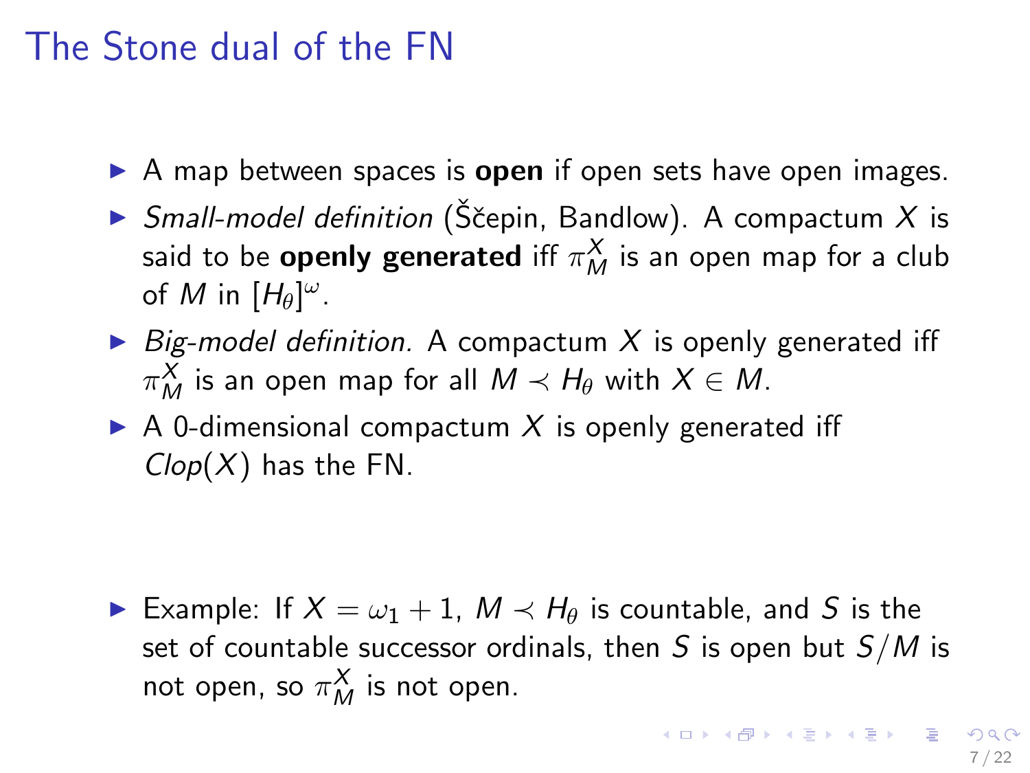# The Stone dual of the FN

- A map between spaces is **open** if open sets have open images.
- *Small-model definition* (Ščepin, Bandlow). A compactum $X$ is said to be **openly generated** iff $\pi^X_M$ is an open map for a club of $M$ in $[H_\theta]^\omega$.
- *Big-model definition.* A compactum $X$ is openly generated iff $\pi^X_M$ is an open map for all $M \prec H_\theta$ with $X \in M$.
- A 0-dimensional compactum $X$ is openly generated iff $Clop(X)$ has the FN.

- Example: If $X = \omega_1 + 1$, $M \prec H_\theta$ is countable, and $S$ is the set of countable successor ordinals, then $S$ is open but $S/M$ is not open, so $\pi^X_M$ is not open.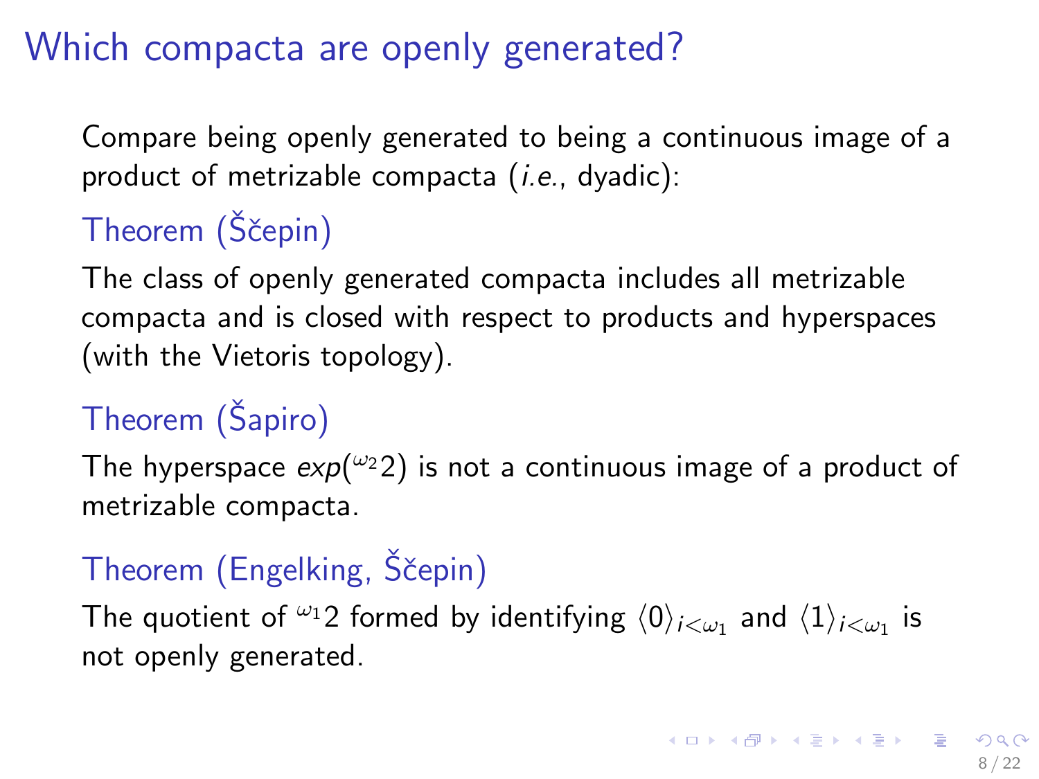# Which compacta are openly generated?

Compare being openly generated to being a continuous image of a product of metrizable compacta (*i.e.*, dyadic):

**Theorem (Ščepin)**

The class of openly generated compacta includes all metrizable compacta and is closed with respect to products and hyperspaces (with the Vietoris topology).

**Theorem (Šapiro)**

The hyperspace $exp({}^{\omega_2}2)$ is not a continuous image of a product of metrizable compacta.

**Theorem (Engelking, Ščepin)**

The quotient of ${}^{\omega_1}2$ formed by identifying $\langle 0 \rangle_{i<\omega_1}$ and $\langle 1 \rangle_{i<\omega_1}$ is not openly generated.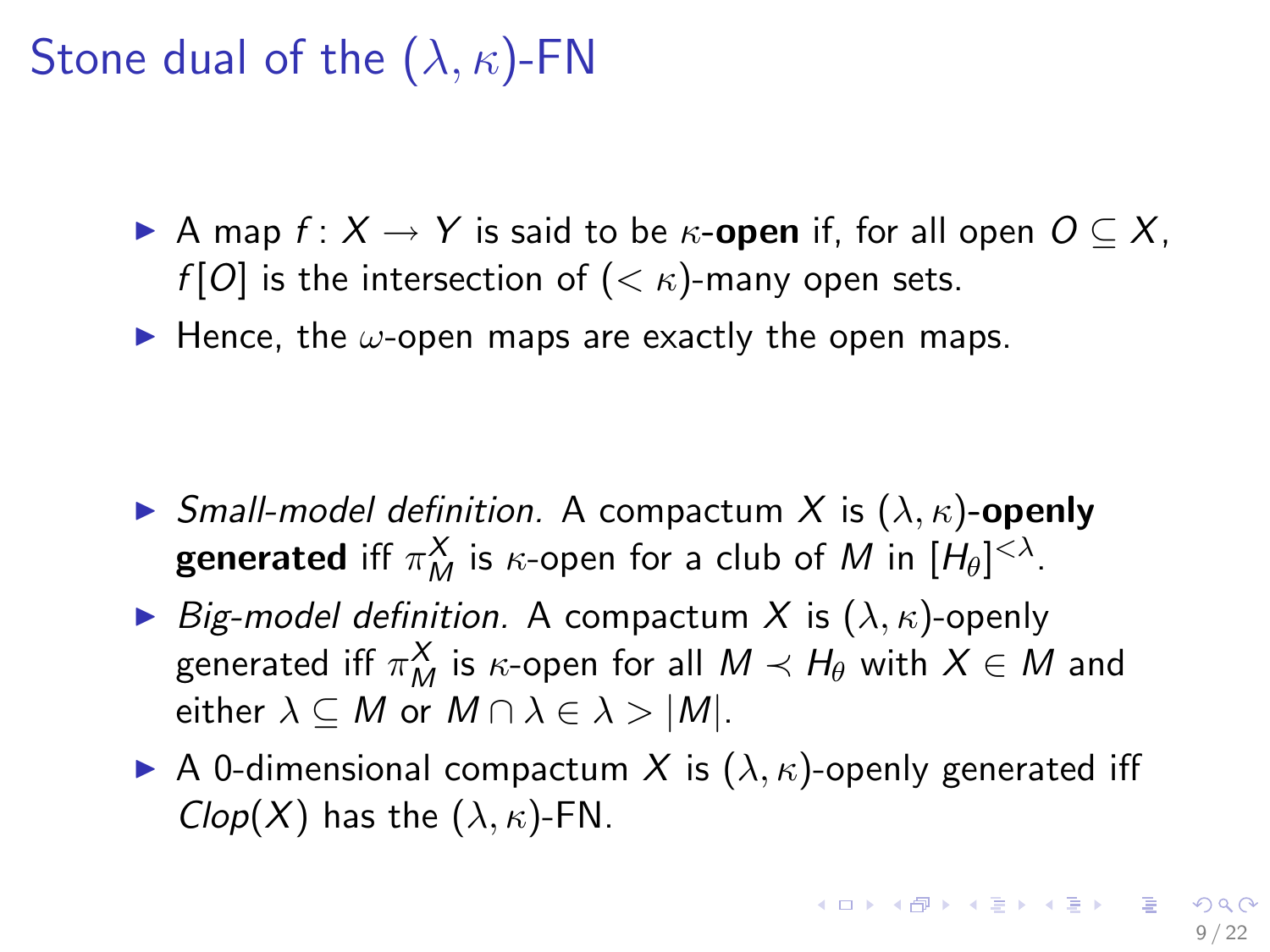# Stone dual of the $(\lambda, \kappa)$-FN

- A map $f\colon X \to Y$ is said to be $\kappa$-**open** if, for all open $O \subseteq X$, $f[O]$ is the intersection of $(< \kappa)$-many open sets.
- Hence, the $\omega$-open maps are exactly the open maps.

- *Small-model definition.* A compactum $X$ is $(\lambda, \kappa)$-**openly generated** iff $\pi^X_M$ is $\kappa$-open for a club of $M$ in $[H_\theta]^{<\lambda}$.
- *Big-model definition.* A compactum $X$ is $(\lambda, \kappa)$-openly generated iff $\pi^X_M$ is $\kappa$-open for all $M \prec H_\theta$ with $X \in M$ and either $\lambda \subseteq M$ or $M \cap \lambda \in \lambda > |M|$.
- A 0-dimensional compactum $X$ is $(\lambda, \kappa)$-openly generated iff $Clop(X)$ has the $(\lambda, \kappa)$-FN.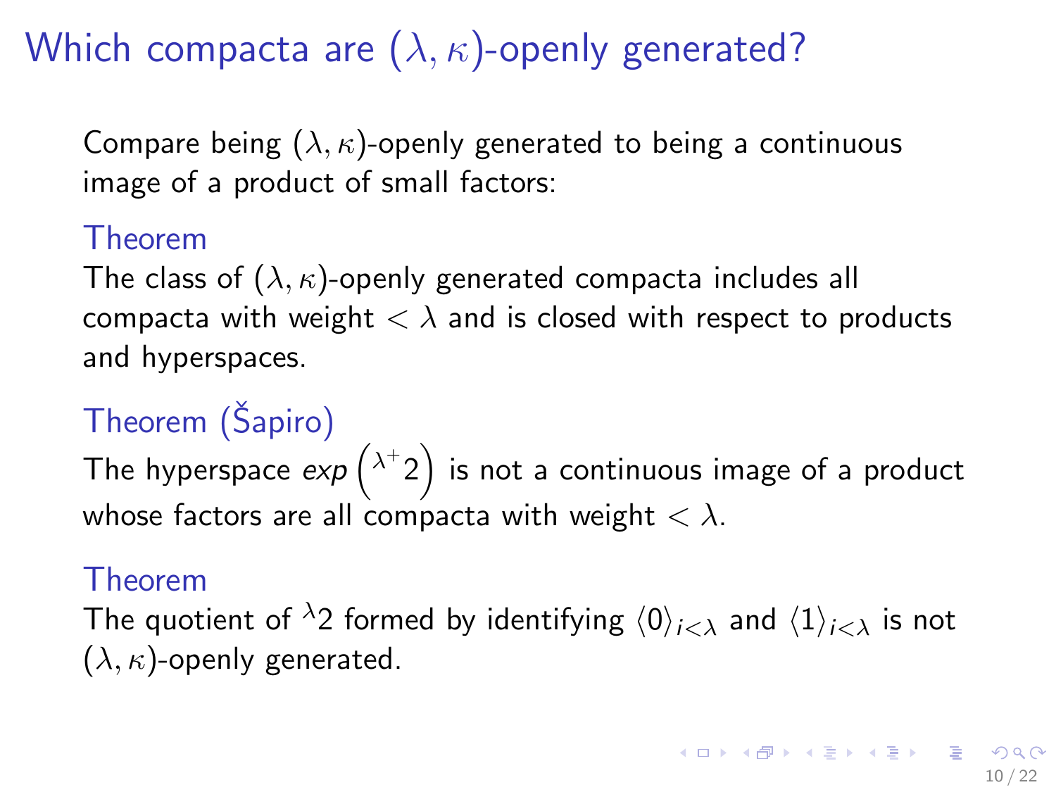# Which compacta are $(\lambda, \kappa)$-openly generated?

Compare being $(\lambda, \kappa)$-openly generated to being a continuous image of a product of small factors:

### Theorem

The class of $(\lambda, \kappa)$-openly generated compacta includes all compacta with weight $< \lambda$ and is closed with respect to products and hyperspaces.

### Theorem (Šapiro)

The hyperspace $exp\left({}^{\lambda^+}2\right)$ is not a continuous image of a product whose factors are all compacta with weight $< \lambda$.

### Theorem

The quotient of ${}^{\lambda}2$ formed by identifying $\langle 0 \rangle_{i<\lambda}$ and $\langle 1 \rangle_{i<\lambda}$ is not $(\lambda, \kappa)$-openly generated.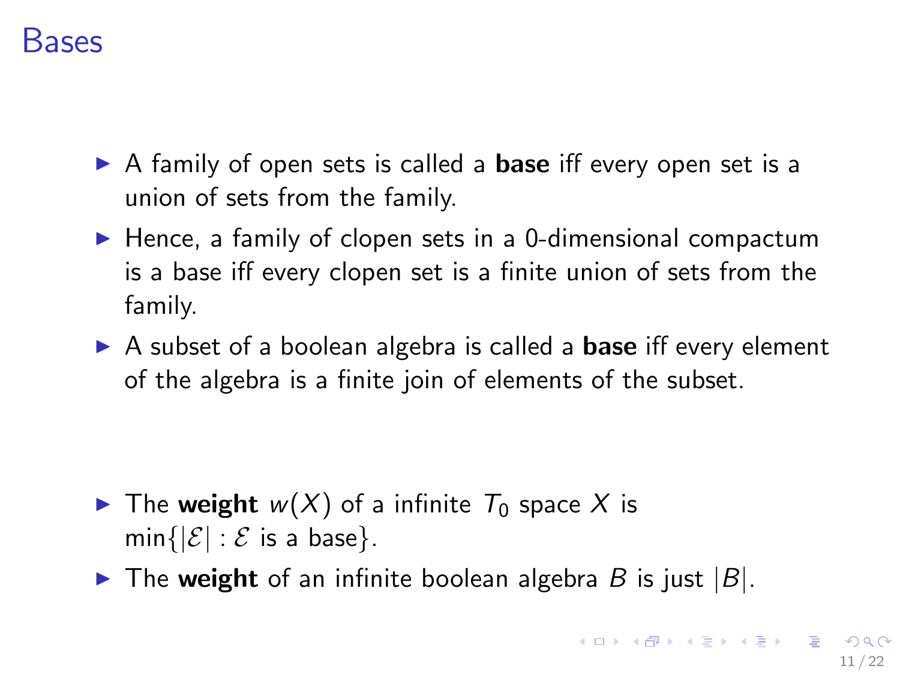# Bases

- A family of open sets is called a **base** iff every open set is a union of sets from the family.
- Hence, a family of clopen sets in a 0-dimensional compactum is a base iff every clopen set is a finite union of sets from the family.
- A subset of a boolean algebra is called a **base** iff every element of the algebra is a finite join of elements of the subset.

- The **weight** $w(X)$ of a infinite $T_0$ space $X$ is $\min\{|\mathcal{E}| : \mathcal{E} \text{ is a base}\}$.
- The **weight** of an infinite boolean algebra $B$ is just $|B|$.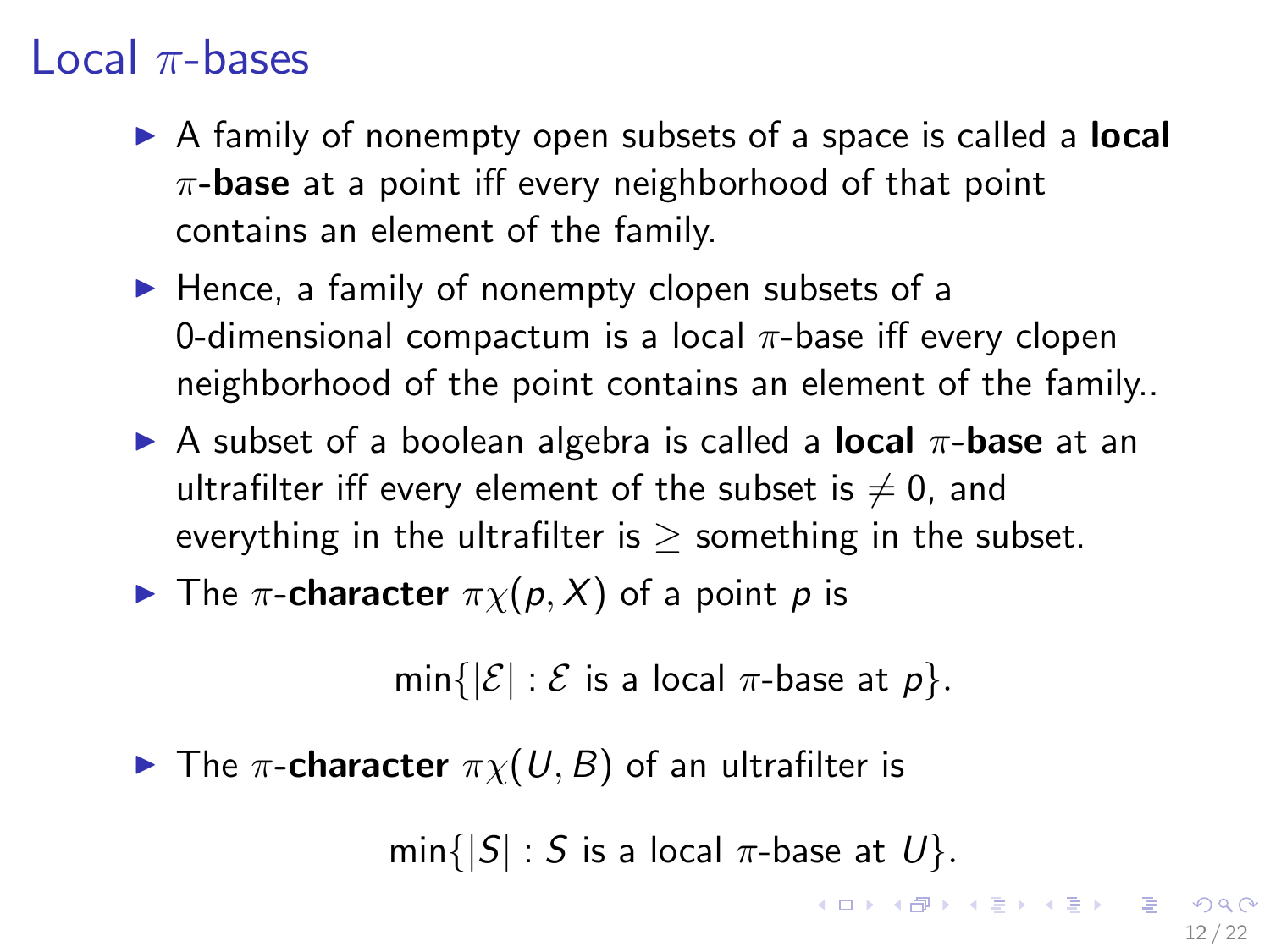# Local $\pi$-bases

- A family of nonempty open subsets of a space is called a **local $\pi$-base** at a point iff every neighborhood of that point contains an element of the family.
- Hence, a family of nonempty clopen subsets of a 0-dimensional compactum is a local $\pi$-base iff every clopen neighborhood of the point contains an element of the family..
- A subset of a boolean algebra is called a **local $\pi$-base** at an ultrafilter iff every element of the subset is $\neq 0$, and everything in the ultrafilter is $\geq$ something in the subset.
- The **$\pi$-character** $\pi\chi(p, X)$ of a point $p$ is

$$\min\{|\mathcal{E}| : \mathcal{E} \text{ is a local } \pi\text{-base at } p\}.$$

- The **$\pi$-character** $\pi\chi(U, B)$ of an ultrafilter is

$$\min\{|S| : S \text{ is a local } \pi\text{-base at } U\}.$$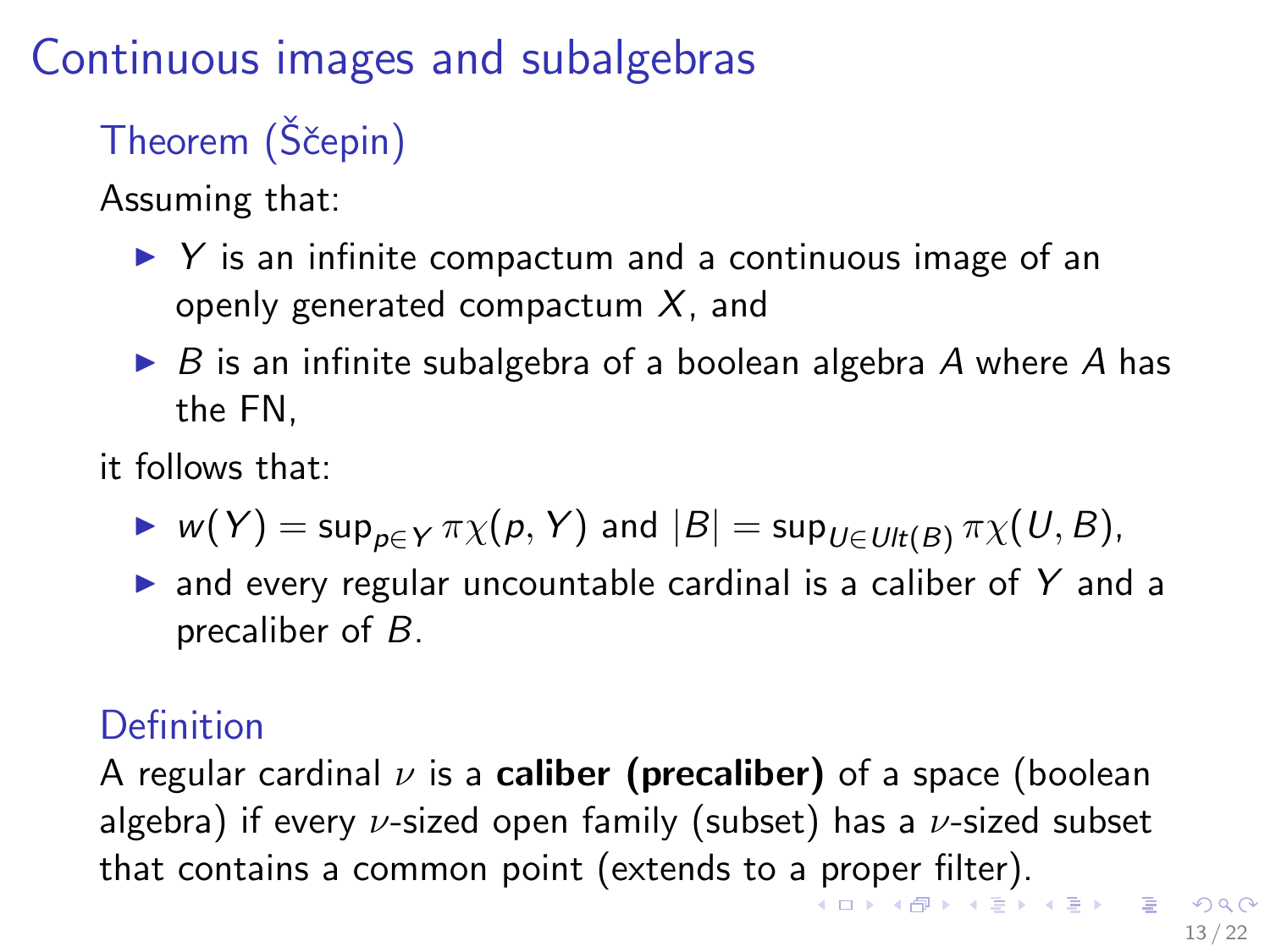# Continuous images and subalgebras

## Theorem (Ščepin)

Assuming that:

- $Y$ is an infinite compactum and a continuous image of an openly generated compactum $X$, and
- $B$ is an infinite subalgebra of a boolean algebra $A$ where $A$ has the FN,

it follows that:

- $w(Y) = \sup_{p \in Y} \pi\chi(p, Y)$ and $|B| = \sup_{U \in Ult(B)} \pi\chi(U, B)$,
- and every regular uncountable cardinal is a caliber of $Y$ and a precaliber of $B$.

## Definition

A regular cardinal $\nu$ is a **caliber (precaliber)** of a space (boolean algebra) if every $\nu$-sized open family (subset) has a $\nu$-sized subset that contains a common point (extends to a proper filter).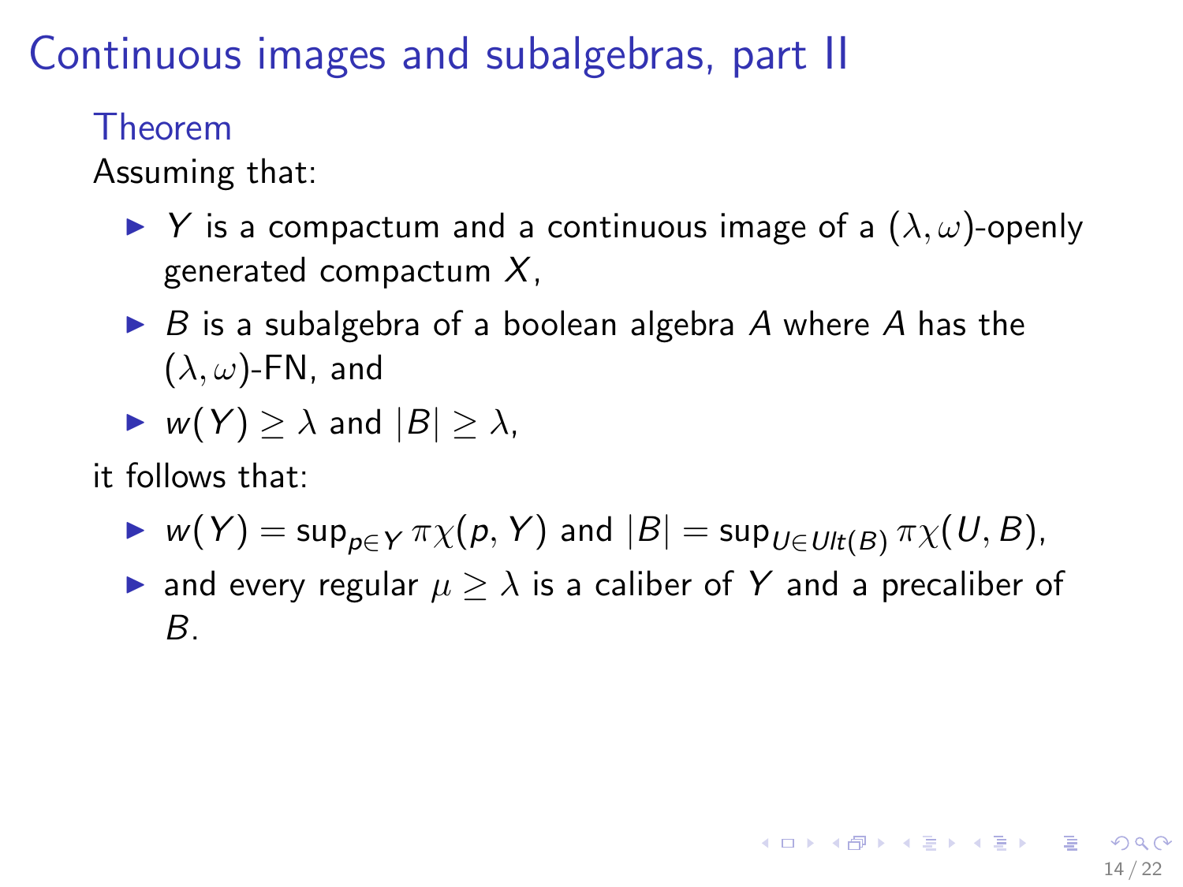# Continuous images and subalgebras, part II

### Theorem

Assuming that:

- $Y$ is a compactum and a continuous image of a $(\lambda, \omega)$-openly generated compactum $X$,
- $B$ is a subalgebra of a boolean algebra $A$ where $A$ has the $(\lambda, \omega)$-FN, and
- $w(Y) \geq \lambda$ and $|B| \geq \lambda$,

it follows that:

- $w(Y) = \sup_{p \in Y} \pi\chi(p, Y)$ and $|B| = \sup_{U \in Ult(B)} \pi\chi(U, B)$,
- and every regular $\mu \geq \lambda$ is a caliber of $Y$ and a precaliber of $B$.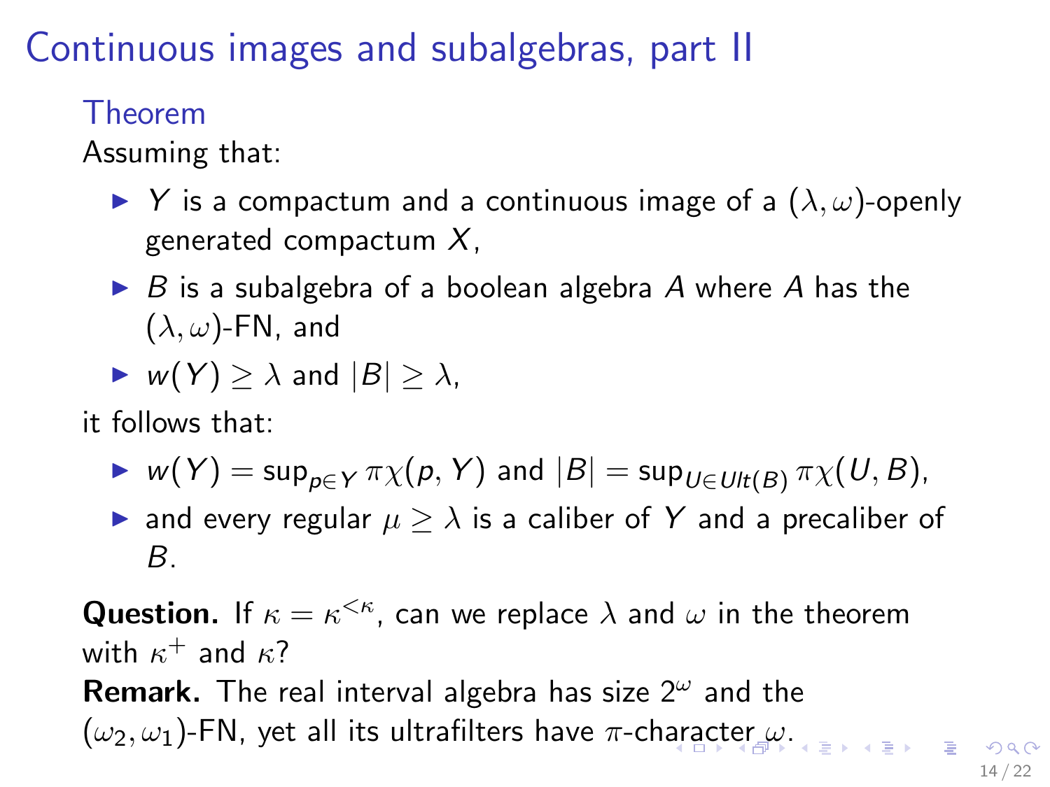# Continuous images and subalgebras, part II

## Theorem

Assuming that:

- $Y$ is a compactum and a continuous image of a $(\lambda, \omega)$-openly generated compactum $X$,
- $B$ is a subalgebra of a boolean algebra $A$ where $A$ has the $(\lambda, \omega)$-FN, and
- $w(Y) \geq \lambda$ and $|B| \geq \lambda$,

it follows that:

- $w(Y) = \sup_{p \in Y} \pi\chi(p, Y)$ and $|B| = \sup_{U \in Ult(B)} \pi\chi(U, B)$,
- and every regular $\mu \geq \lambda$ is a caliber of $Y$ and a precaliber of $B$.

**Question.** If $\kappa = \kappa^{<\kappa}$, can we replace $\lambda$ and $\omega$ in the theorem with $\kappa^+$ and $\kappa$?

**Remark.** The real interval algebra has size $2^\omega$ and the $(\omega_2, \omega_1)$-FN, yet all its ultrafilters have $\pi$-character $\omega$.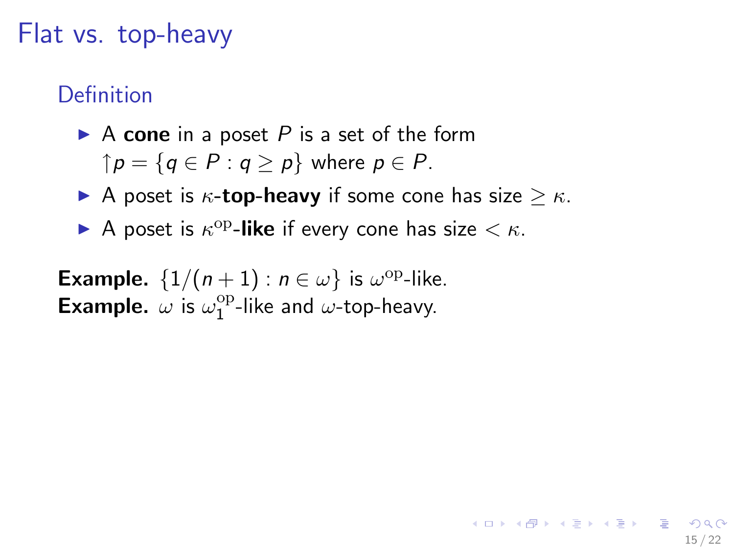# Flat vs. top-heavy

### Definition

- A **cone** in a poset $P$ is a set of the form $\uparrow p = \{q \in P : q \geq p\}$ where $p \in P$.
- A poset is $\kappa$-**top-heavy** if some cone has size $\geq \kappa$.
- A poset is $\kappa^{\mathrm{op}}$-**like** if every cone has size $< \kappa$.

**Example.** $\{1/(n+1) : n \in \omega\}$ is $\omega^{\mathrm{op}}$-like.
**Example.** $\omega$ is $\omega_1^{\mathrm{op}}$-like and $\omega$-top-heavy.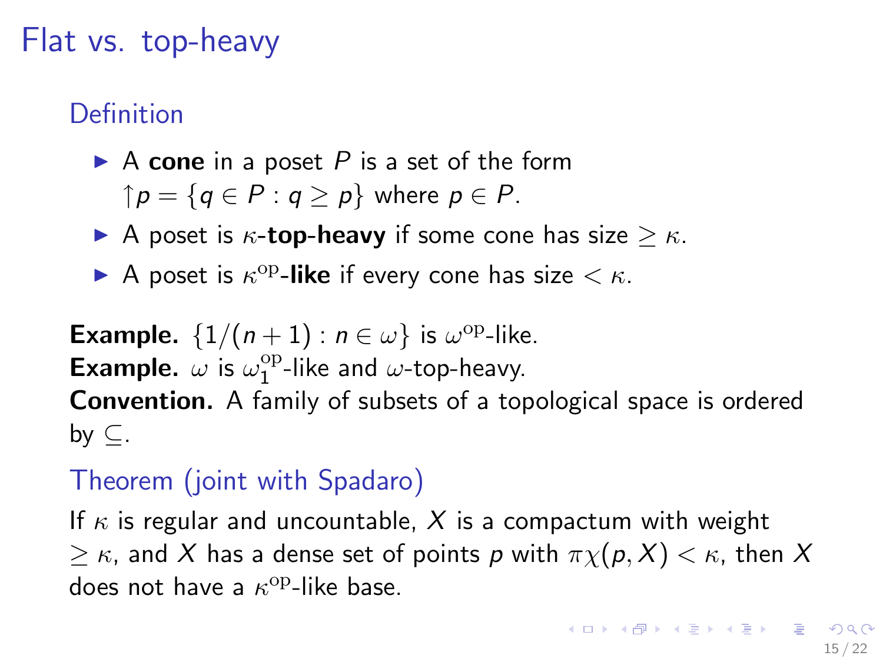# Flat vs. top-heavy

## Definition

- A **cone** in a poset $P$ is a set of the form $\uparrow p = \{q \in P : q \geq p\}$ where $p \in P$.
- A poset is $\kappa$-**top-heavy** if some cone has size $\geq \kappa$.
- A poset is $\kappa^{\mathrm{op}}$-**like** if every cone has size $< \kappa$.

**Example.** $\{1/(n+1) : n \in \omega\}$ is $\omega^{\mathrm{op}}$-like.
**Example.** $\omega$ is $\omega_1^{\mathrm{op}}$-like and $\omega$-top-heavy.
**Convention.** A family of subsets of a topological space is ordered by $\subseteq$.

## Theorem (joint with Spadaro)

If $\kappa$ is regular and uncountable, $X$ is a compactum with weight $\geq \kappa$, and $X$ has a dense set of points $p$ with $\pi\chi(p, X) < \kappa$, then $X$ does not have a $\kappa^{\mathrm{op}}$-like base.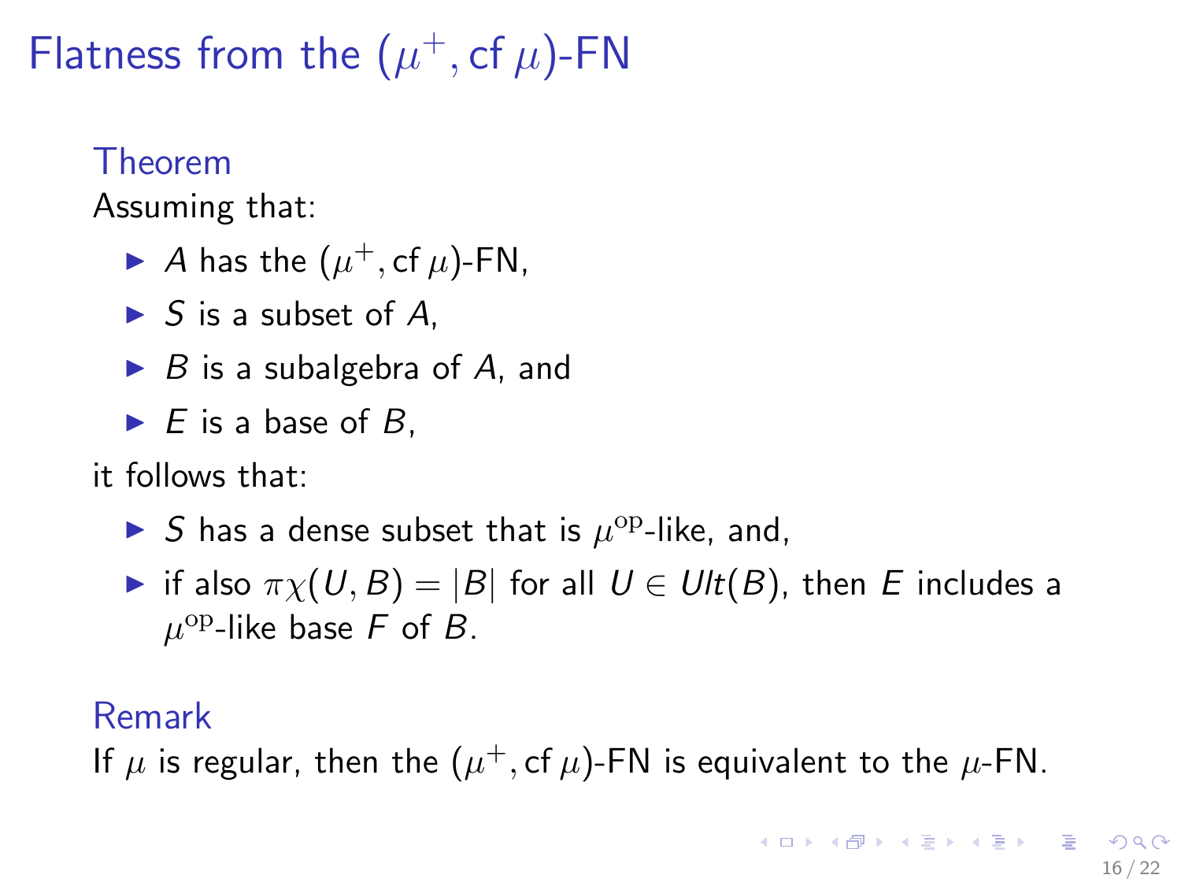# Flatness from the $(\mu^+, \operatorname{cf} \mu)$-FN

**Theorem**

Assuming that:

- $A$ has the $(\mu^+, \operatorname{cf} \mu)$-FN,
- $S$ is a subset of $A$,
- $B$ is a subalgebra of $A$, and
- $E$ is a base of $B$,

it follows that:

- $S$ has a dense subset that is $\mu^{\mathrm{op}}$-like, and,
- if also $\pi\chi(U, B) = |B|$ for all $U \in \mathit{Ult}(B)$, then $E$ includes a $\mu^{\mathrm{op}}$-like base $F$ of $B$.

**Remark**

If $\mu$ is regular, then the $(\mu^+, \operatorname{cf} \mu)$-FN is equivalent to the $\mu$-FN.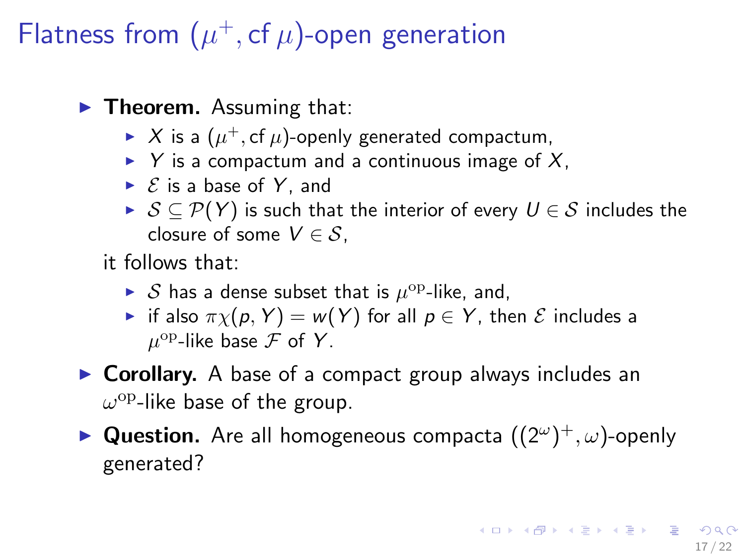# Flatness from $(\mu^+, \operatorname{cf} \mu)$-open generation

- **Theorem.** Assuming that:
  - $X$ is a $(\mu^+, \operatorname{cf} \mu)$-openly generated compactum,
  - $Y$ is a compactum and a continuous image of $X$,
  - $\mathcal{E}$ is a base of $Y$, and
  - $\mathcal{S} \subseteq \mathcal{P}(Y)$ is such that the interior of every $U \in \mathcal{S}$ includes the closure of some $V \in \mathcal{S}$,

  it follows that:
  - $\mathcal{S}$ has a dense subset that is $\mu^{\mathrm{op}}$-like, and,
  - if also $\pi\chi(p, Y) = w(Y)$ for all $p \in Y$, then $\mathcal{E}$ includes a $\mu^{\mathrm{op}}$-like base $\mathcal{F}$ of $Y$.
- **Corollary.** A base of a compact group always includes an $\omega^{\mathrm{op}}$-like base of the group.
- **Question.** Are all homogeneous compacta $((2^\omega)^+, \omega)$-openly generated?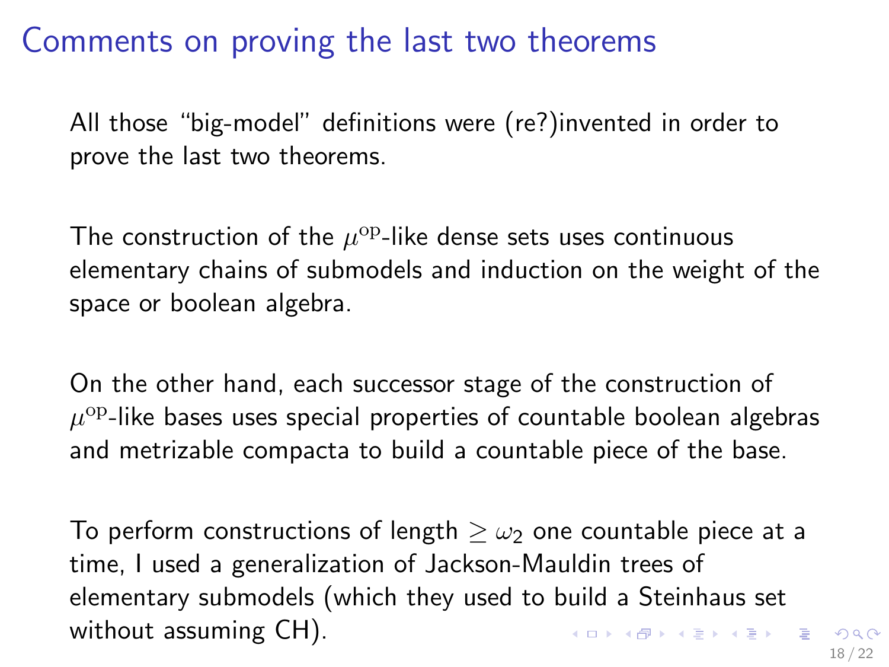# Comments on proving the last two theorems

All those "big-model" definitions were (re?)invented in order to prove the last two theorems.

The construction of the $\mu^{\mathrm{op}}$-like dense sets uses continuous elementary chains of submodels and induction on the weight of the space or boolean algebra.

On the other hand, each successor stage of the construction of $\mu^{\mathrm{op}}$-like bases uses special properties of countable boolean algebras and metrizable compacta to build a countable piece of the base.

To perform constructions of length $\geq \omega_2$ one countable piece at a time, I used a generalization of Jackson-Mauldin trees of elementary submodels (which they used to build a Steinhaus set without assuming CH).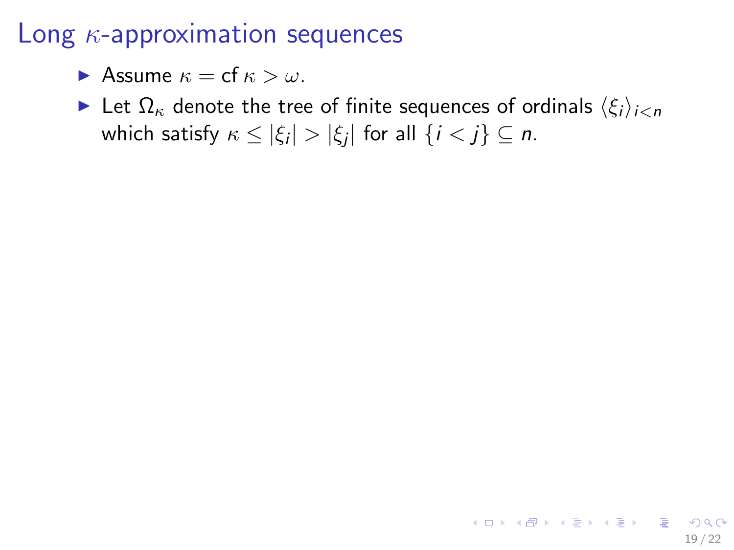# Long $\kappa$-approximation sequences

- Assume $\kappa = \operatorname{cf} \kappa > \omega$.
- Let $\Omega_\kappa$ denote the tree of finite sequences of ordinals $\langle \xi_i \rangle_{i<n}$ which satisfy $\kappa \leq |\xi_i| > |\xi_j|$ for all $\{i < j\} \subseteq n$.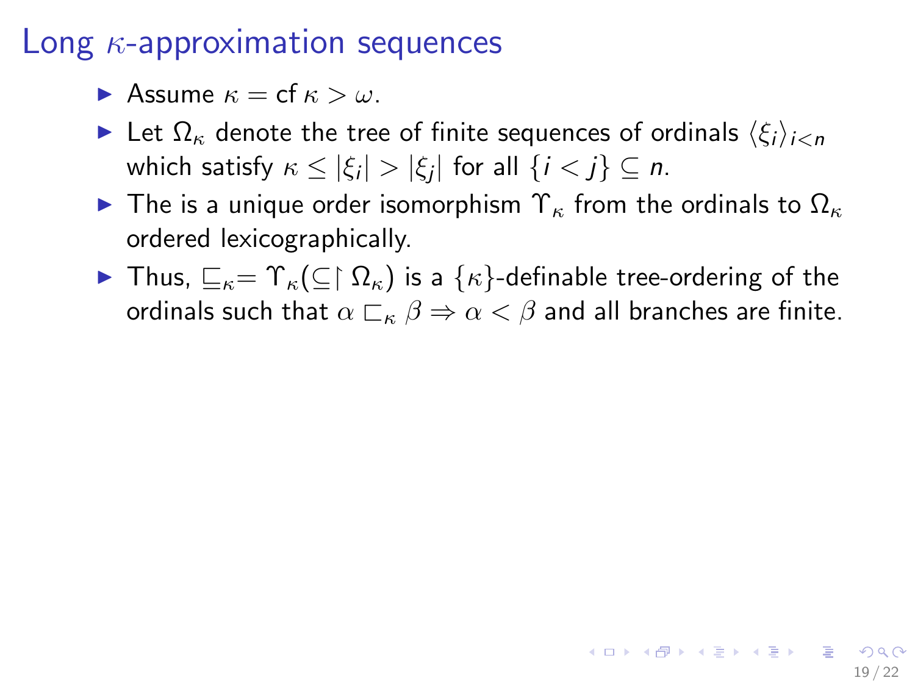# Long $\kappa$-approximation sequences

- Assume $\kappa = \operatorname{cf} \kappa > \omega$.
- Let $\Omega_\kappa$ denote the tree of finite sequences of ordinals $\langle \xi_i \rangle_{i<n}$ which satisfy $\kappa \leq |\xi_i| > |\xi_j|$ for all $\{i < j\} \subseteq n$.
- The is a unique order isomorphism $\Upsilon_\kappa$ from the ordinals to $\Omega_\kappa$ ordered lexicographically.
- Thus, $\sqsubseteq_\kappa = \Upsilon_\kappa(\subseteq \restriction \Omega_\kappa)$ is a $\{\kappa\}$-definable tree-ordering of the ordinals such that $\alpha \sqsubset_\kappa \beta \Rightarrow \alpha < \beta$ and all branches are finite.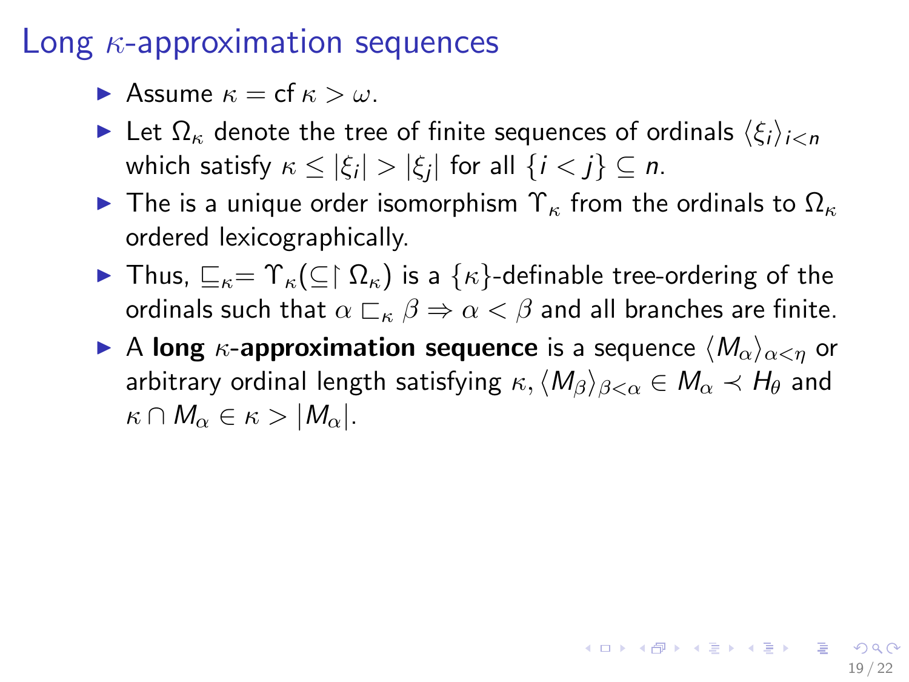# Long $\kappa$-approximation sequences

- Assume $\kappa = \text{cf}\,\kappa > \omega$.
- Let $\Omega_\kappa$ denote the tree of finite sequences of ordinals $\langle \xi_i \rangle_{i<n}$ which satisfy $\kappa \leq |\xi_i| > |\xi_j|$ for all $\{i < j\} \subseteq n$.
- The is a unique order isomorphism $\Upsilon_\kappa$ from the ordinals to $\Omega_\kappa$ ordered lexicographically.
- Thus, $\sqsubseteq_\kappa = \Upsilon_\kappa(\subseteq \restriction \Omega_\kappa)$ is a $\{\kappa\}$-definable tree-ordering of the ordinals such that $\alpha \sqsubset_\kappa \beta \Rightarrow \alpha < \beta$ and all branches are finite.
- A **long $\kappa$-approximation sequence** is a sequence $\langle M_\alpha \rangle_{\alpha<\eta}$ or arbitrary ordinal length satisfying $\kappa, \langle M_\beta \rangle_{\beta<\alpha} \in M_\alpha \prec H_\theta$ and $\kappa \cap M_\alpha \in \kappa > |M_\alpha|$.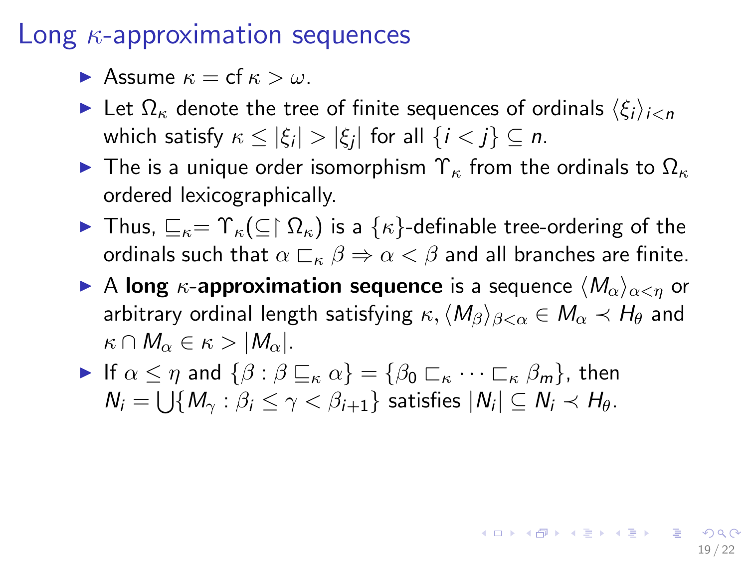# Long $\kappa$-approximation sequences

- Assume $\kappa = \text{cf}\,\kappa > \omega$.
- Let $\Omega_\kappa$ denote the tree of finite sequences of ordinals $\langle \xi_i \rangle_{i<n}$ which satisfy $\kappa \leq |\xi_i| > |\xi_j|$ for all $\{i < j\} \subseteq n$.
- The is a unique order isomorphism $\Upsilon_\kappa$ from the ordinals to $\Omega_\kappa$ ordered lexicographically.
- Thus, $\sqsubseteq_\kappa = \Upsilon_\kappa(\subseteq \restriction \Omega_\kappa)$ is a $\{\kappa\}$-definable tree-ordering of the ordinals such that $\alpha \sqsubset_\kappa \beta \Rightarrow \alpha < \beta$ and all branches are finite.
- A **long $\kappa$-approximation sequence** is a sequence $\langle M_\alpha \rangle_{\alpha<\eta}$ or arbitrary ordinal length satisfying $\kappa, \langle M_\beta \rangle_{\beta<\alpha} \in M_\alpha \prec H_\theta$ and $\kappa \cap M_\alpha \in \kappa > |M_\alpha|$.
- If $\alpha \leq \eta$ and $\{\beta : \beta \sqsubseteq_\kappa \alpha\} = \{\beta_0 \sqsubset_\kappa \cdots \sqsubset_\kappa \beta_m\}$, then $N_i = \bigcup\{M_\gamma : \beta_i \leq \gamma < \beta_{i+1}\}$ satisfies $|N_i| \subseteq N_i \prec H_\theta$.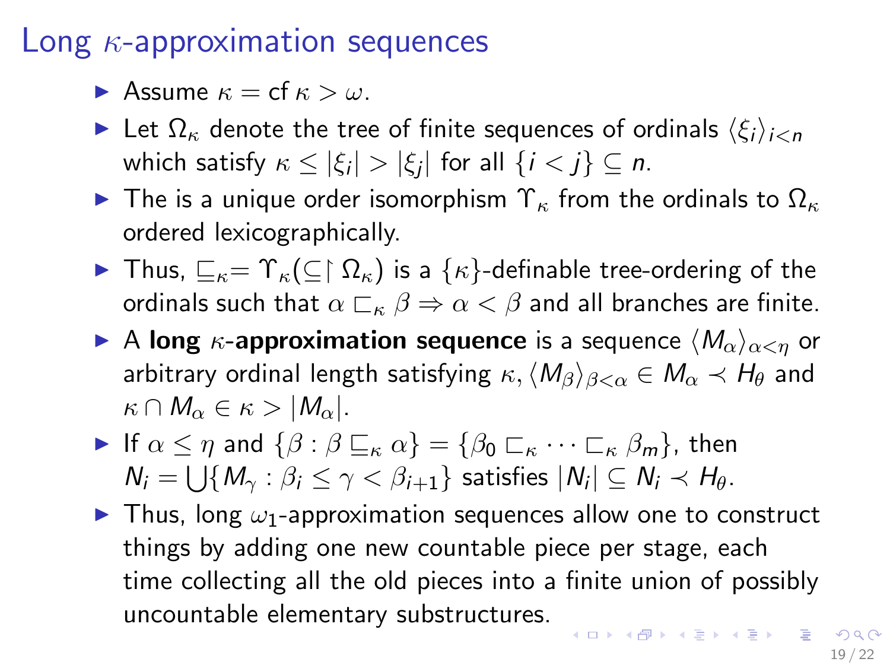# Long $\kappa$-approximation sequences

- Assume $\kappa = \operatorname{cf} \kappa > \omega$.
- Let $\Omega_\kappa$ denote the tree of finite sequences of ordinals $\langle \xi_i \rangle_{i<n}$ which satisfy $\kappa \leq |\xi_i| > |\xi_j|$ for all $\{i < j\} \subseteq n$.
- The is a unique order isomorphism $\Upsilon_\kappa$ from the ordinals to $\Omega_\kappa$ ordered lexicographically.
- Thus, $\sqsubseteq_\kappa = \Upsilon_\kappa(\subseteq \restriction \Omega_\kappa)$ is a $\{\kappa\}$-definable tree-ordering of the ordinals such that $\alpha \sqsubset_\kappa \beta \Rightarrow \alpha < \beta$ and all branches are finite.
- A **long $\kappa$-approximation sequence** is a sequence $\langle M_\alpha \rangle_{\alpha<\eta}$ or arbitrary ordinal length satisfying $\kappa, \langle M_\beta \rangle_{\beta<\alpha} \in M_\alpha \prec H_\theta$ and $\kappa \cap M_\alpha \in \kappa > |M_\alpha|$.
- If $\alpha \leq \eta$ and $\{\beta : \beta \sqsubseteq_\kappa \alpha\} = \{\beta_0 \sqsubset_\kappa \cdots \sqsubset_\kappa \beta_m\}$, then $N_i = \bigcup\{M_\gamma : \beta_i \leq \gamma < \beta_{i+1}\}$ satisfies $|N_i| \subseteq N_i \prec H_\theta$.
- Thus, long $\omega_1$-approximation sequences allow one to construct things by adding one new countable piece per stage, each time collecting all the old pieces into a finite union of possibly uncountable elementary substructures.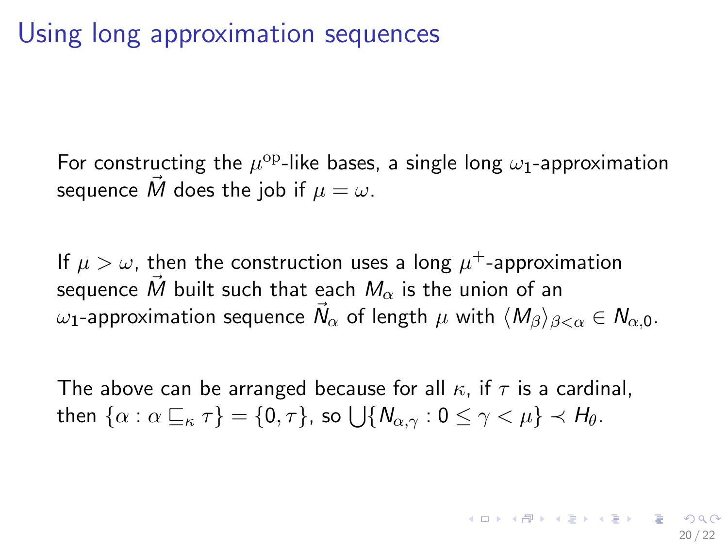# Using long approximation sequences

For constructing the $\mu^{\mathrm{op}}$-like bases, a single long $\omega_1$-approximation sequence $\vec{M}$ does the job if $\mu = \omega$.

If $\mu > \omega$, then the construction uses a long $\mu^+$-approximation sequence $\vec{M}$ built such that each $M_\alpha$ is the union of an $\omega_1$-approximation sequence $\vec{N}_\alpha$ of length $\mu$ with $\langle M_\beta \rangle_{\beta < \alpha} \in N_{\alpha,0}$.

The above can be arranged because for all $\kappa$, if $\tau$ is a cardinal, then $\{\alpha : \alpha \sqsubseteq_\kappa \tau\} = \{0, \tau\}$, so $\bigcup \{N_{\alpha,\gamma} : 0 \leq \gamma < \mu\} \prec H_\theta$.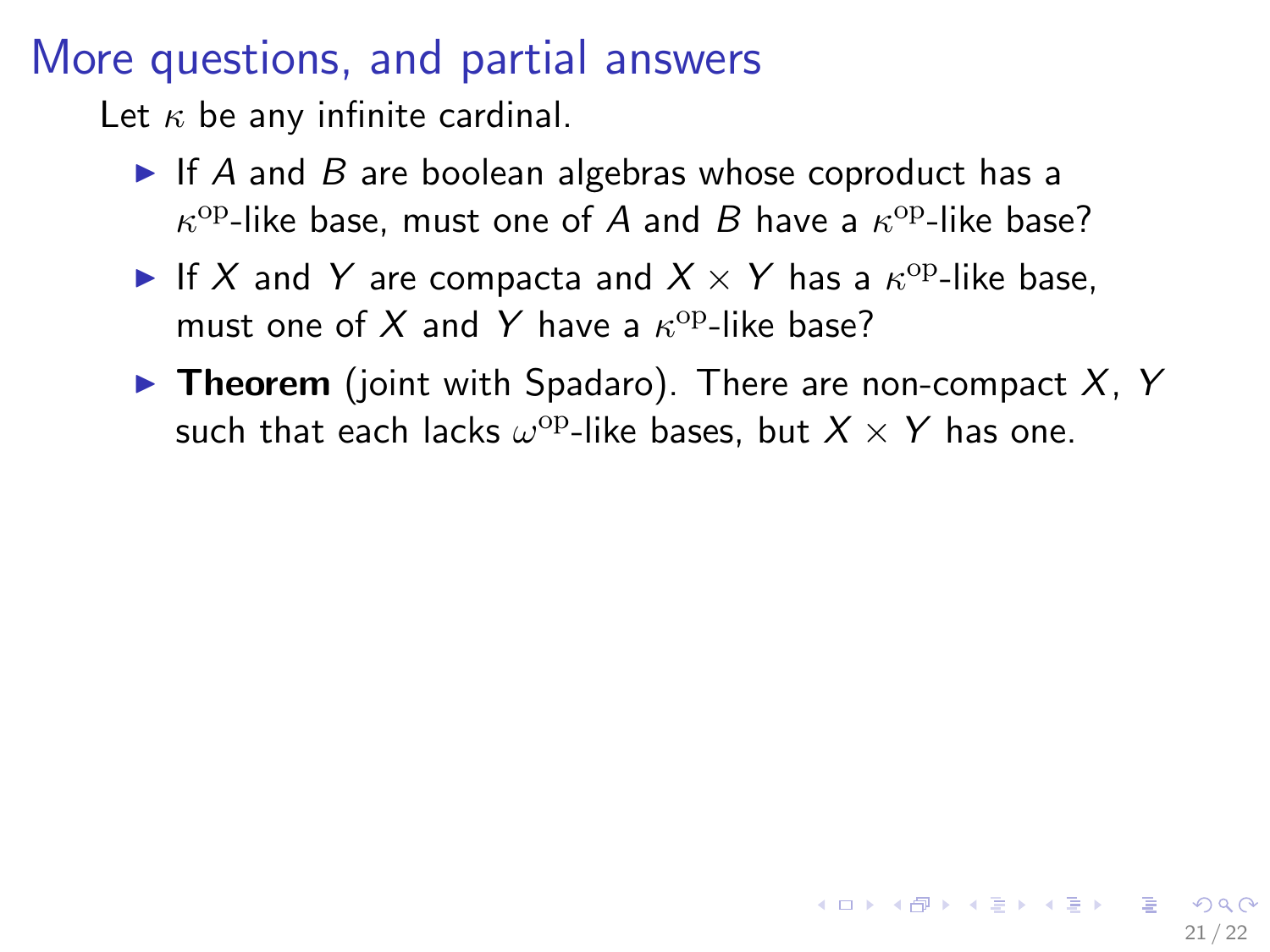# More questions, and partial answers

Let $\kappa$ be any infinite cardinal.

- If $A$ and $B$ are boolean algebras whose coproduct has a $\kappa^{\mathrm{op}}$-like base, must one of $A$ and $B$ have a $\kappa^{\mathrm{op}}$-like base?
- If $X$ and $Y$ are compacta and $X \times Y$ has a $\kappa^{\mathrm{op}}$-like base, must one of $X$ and $Y$ have a $\kappa^{\mathrm{op}}$-like base?
- **Theorem** (joint with Spadaro). There are non-compact $X$, $Y$ such that each lacks $\omega^{\mathrm{op}}$-like bases, but $X \times Y$ has one.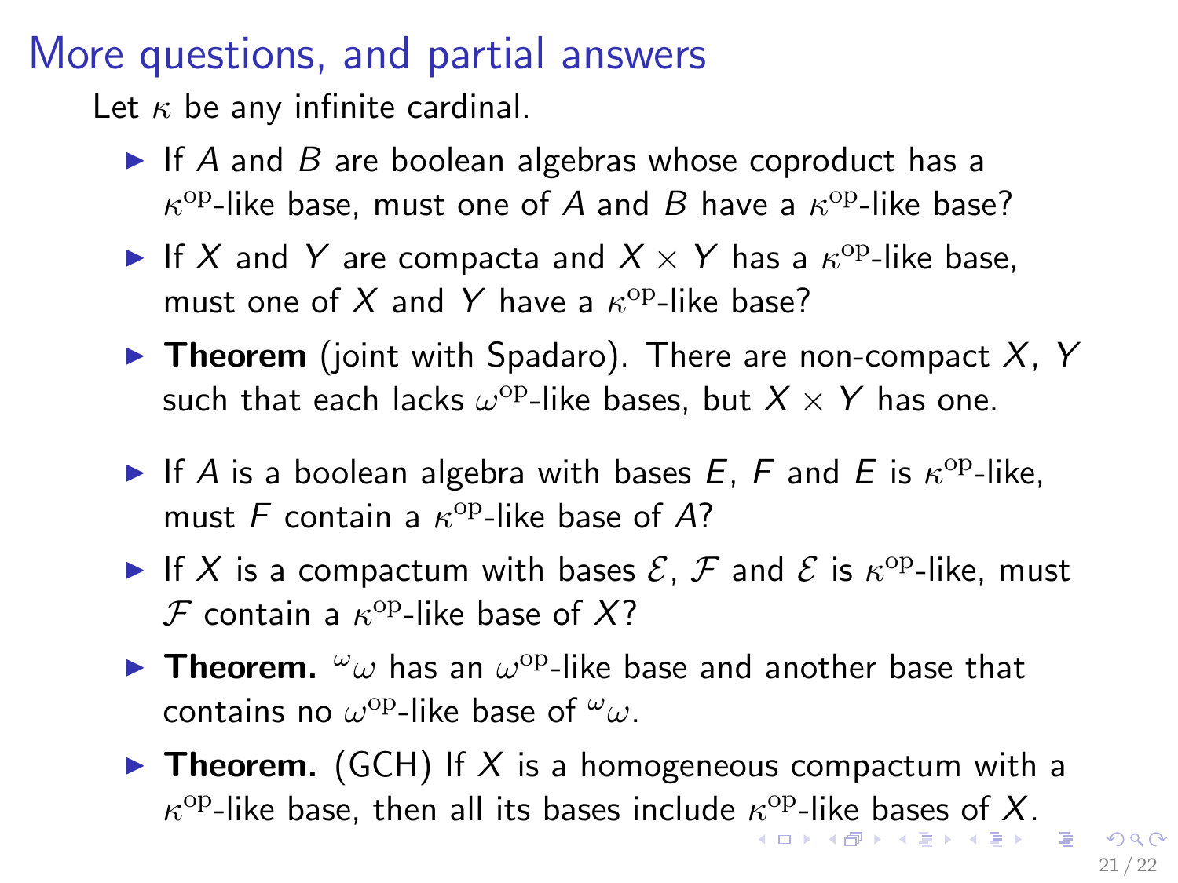## More questions, and partial answers

Let $\kappa$ be any infinite cardinal.

- If $A$ and $B$ are boolean algebras whose coproduct has a $\kappa^{\mathrm{op}}$-like base, must one of $A$ and $B$ have a $\kappa^{\mathrm{op}}$-like base?
- If $X$ and $Y$ are compacta and $X \times Y$ has a $\kappa^{\mathrm{op}}$-like base, must one of $X$ and $Y$ have a $\kappa^{\mathrm{op}}$-like base?
- **Theorem** (joint with Spadaro). There are non-compact $X$, $Y$ such that each lacks $\omega^{\mathrm{op}}$-like bases, but $X \times Y$ has one.
- If $A$ is a boolean algebra with bases $E$, $F$ and $E$ is $\kappa^{\mathrm{op}}$-like, must $F$ contain a $\kappa^{\mathrm{op}}$-like base of $A$?
- If $X$ is a compactum with bases $\mathcal{E}$, $\mathcal{F}$ and $\mathcal{E}$ is $\kappa^{\mathrm{op}}$-like, must $\mathcal{F}$ contain a $\kappa^{\mathrm{op}}$-like base of $X$?
- **Theorem.** ${}^{\omega}\omega$ has an $\omega^{\mathrm{op}}$-like base and another base that contains no $\omega^{\mathrm{op}}$-like base of ${}^{\omega}\omega$.
- **Theorem.** (GCH) If $X$ is a homogeneous compactum with a $\kappa^{\mathrm{op}}$-like base, then all its bases include $\kappa^{\mathrm{op}}$-like bases of $X$.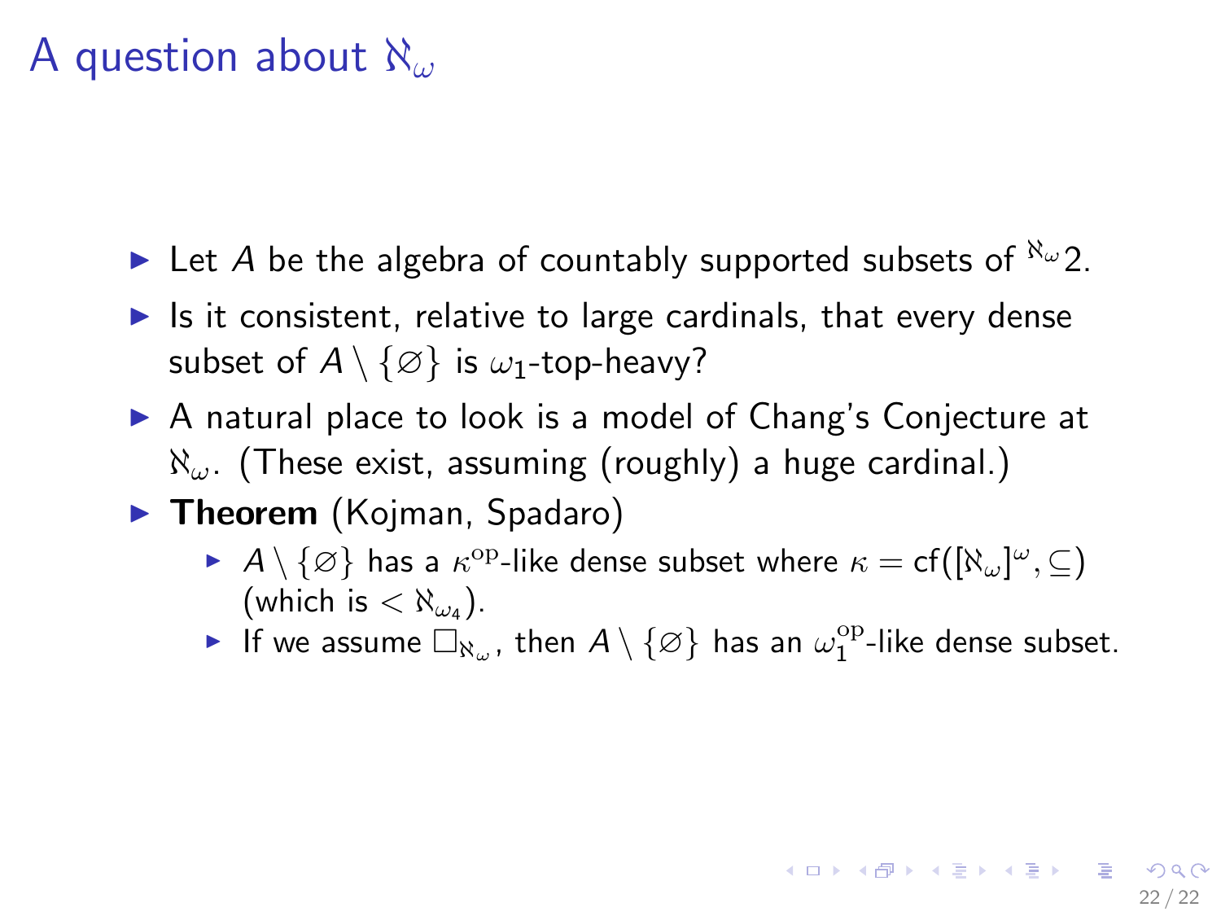# A question about $\aleph_\omega$

- Let $A$ be the algebra of countably supported subsets of ${}^{\aleph_\omega}2$.
- Is it consistent, relative to large cardinals, that every dense subset of $A \setminus \{\varnothing\}$ is $\omega_1$-top-heavy?
- A natural place to look is a model of Chang's Conjecture at $\aleph_\omega$. (These exist, assuming (roughly) a huge cardinal.)
- **Theorem** (Kojman, Spadaro)
  - $A \setminus \{\varnothing\}$ has a $\kappa^{\mathrm{op}}$-like dense subset where $\kappa = \mathrm{cf}([\aleph_\omega]^\omega, \subseteq)$ (which is $< \aleph_{\omega_4}$).
  - If we assume $\square_{\aleph_\omega}$, then $A \setminus \{\varnothing\}$ has an $\omega_1^{\mathrm{op}}$-like dense subset.